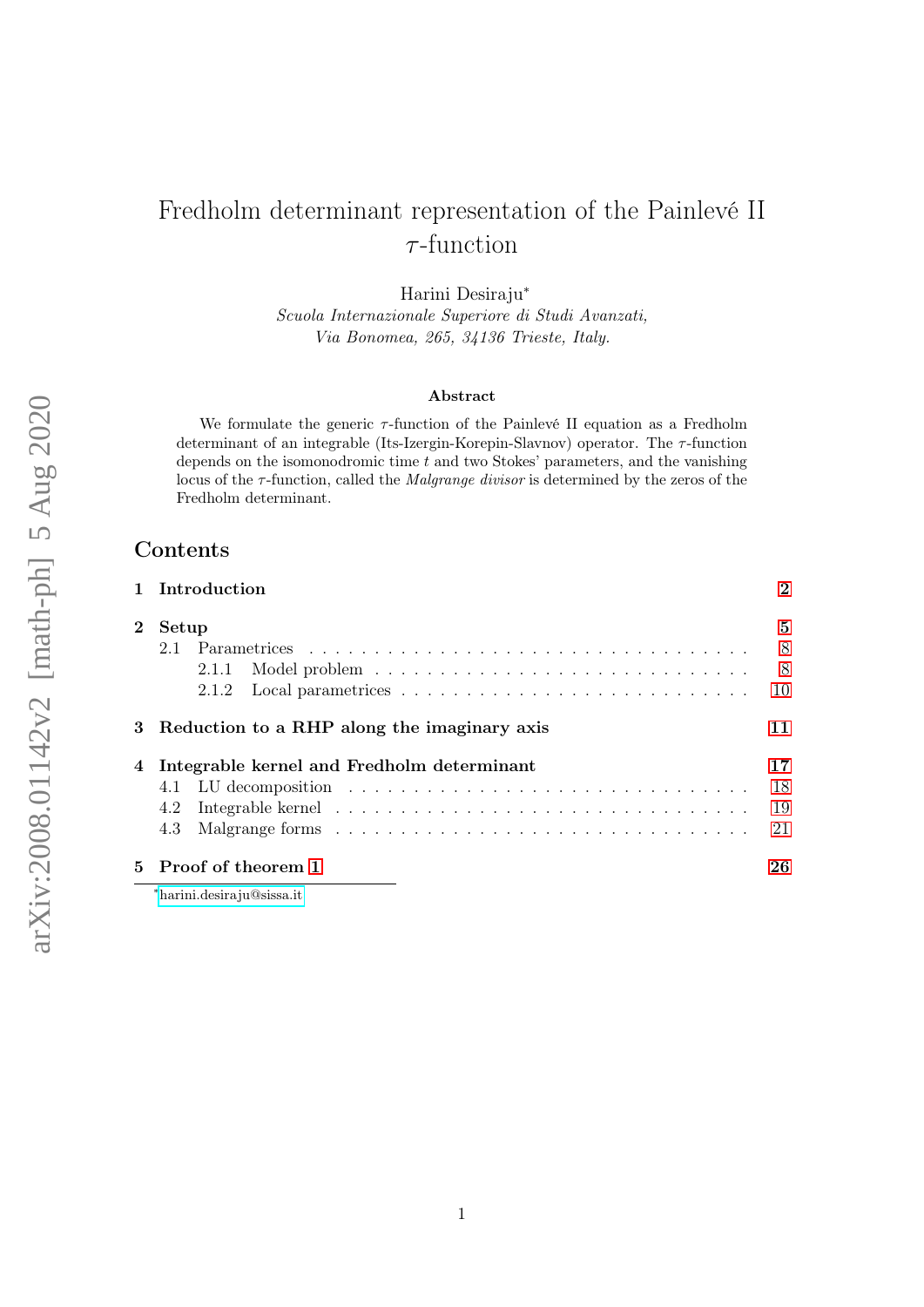# Fredholm determinant representation of the Painlevé II $\tau$-function

Harini Desiraju*

*Scuola Internazionale Superiore di Studi Avanzati,*
*Via Bonomea, 265, 34136 Trieste, Italy.*

### Abstract

We formulate the generic $\tau$-function of the Painlevé II equation as a Fredholm determinant of an integrable (Its-Izergin-Korepin-Slavnov) operator. The $\tau$-function depends on the isomonodromic time $t$ and two Stokes' parameters, and the vanishing locus of the $\tau$-function, called the *Malgrange divisor* is determined by the zeros of the Fredholm determinant.

## Contents

- 1 Introduction — 2
- 2 Setup — 5
  - 2.1 Parametrices — 8
    - 2.1.1 Model problem — 8
    - 2.1.2 Local parametrices — 10
- 3 Reduction to a RHP along the imaginary axis — 11
- 4 Integrable kernel and Fredholm determinant — 17
  - 4.1 LU decomposition — 18
  - 4.2 Integrable kernel — 19
  - 4.3 Malgrange forms — 21
- 5 Proof of theorem 1 — 26

*harini.desiraju@sissa.it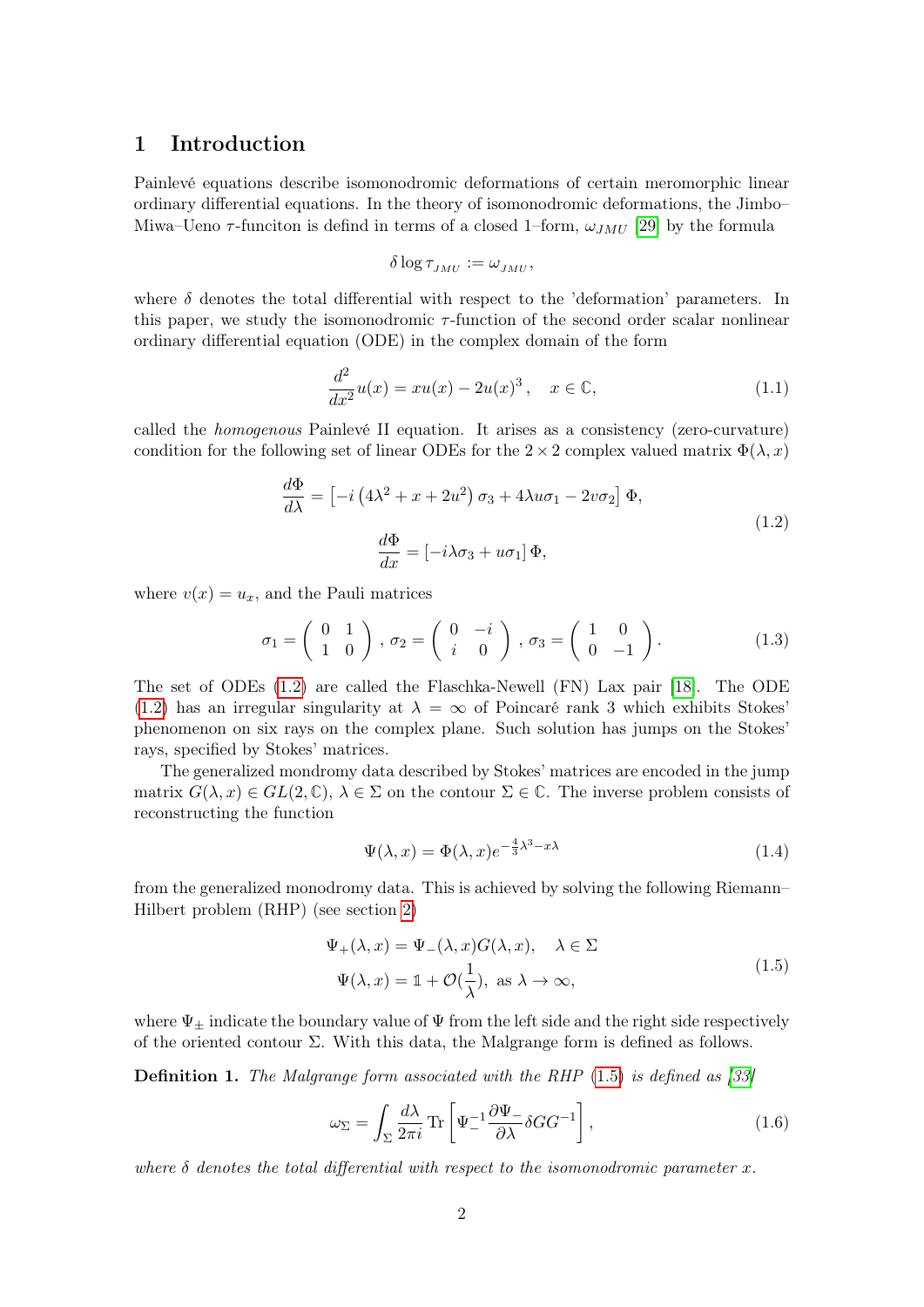## 1 Introduction

Painlevé equations describe isomonodromic deformations of certain meromorphic linear ordinary differential equations. In the theory of isomonodromic deformations, the Jimbo–Miwa–Ueno $\tau$-funciton is defind in terms of a closed 1–form, $\omega_{JMU}$ [29] by the formula

$$\delta \log \tau_{_{JMU}} := \omega_{_{JMU}},$$

where $\delta$ denotes the total differential with respect to the 'deformation' parameters. In this paper, we study the isomonodromic $\tau$-function of the second order scalar nonlinear ordinary differential equation (ODE) in the complex domain of the form

$$\frac{d^2}{dx^2}u(x) = xu(x) - 2u(x)^3\,, \quad x \in \mathbb{C}, \tag{1.1}$$

called the *homogenous* Painlevé II equation. It arises as a consistency (zero-curvature) condition for the following set of linear ODEs for the $2\times 2$ complex valued matrix $\Phi(\lambda, x)$

$$\begin{aligned}
\frac{d\Phi}{d\lambda} &= \left[-i\left(4\lambda^2 + x + 2u^2\right)\sigma_3 + 4\lambda u \sigma_1 - 2v\sigma_2\right]\Phi, \\
\frac{d\Phi}{dx} &= \left[-i\lambda\sigma_3 + u\sigma_1\right]\Phi,
\end{aligned} \tag{1.2}$$

where $v(x) = u_x$, and the Pauli matrices

$$\sigma_1 = \begin{pmatrix} 0 & 1 \\ 1 & 0 \end{pmatrix}, \sigma_2 = \begin{pmatrix} 0 & -i \\ i & 0 \end{pmatrix}, \sigma_3 = \begin{pmatrix} 1 & 0 \\ 0 & -1 \end{pmatrix}. \tag{1.3}$$

The set of ODEs (1.2) are called the Flaschka-Newell (FN) Lax pair [18]. The ODE (1.2) has an irregular singularity at $\lambda = \infty$ of Poincaré rank 3 which exhibits Stokes' phenomenon on six rays on the complex plane. Such solution has jumps on the Stokes' rays, specified by Stokes' matrices.

The generalized mondromy data described by Stokes' matrices are encoded in the jump matrix $G(\lambda, x) \in GL(2, \mathbb{C})$, $\lambda \in \Sigma$ on the contour $\Sigma \in \mathbb{C}$. The inverse problem consists of reconstructing the function

$$\Psi(\lambda, x) = \Phi(\lambda, x)e^{-\frac{4}{3}\lambda^3 - x\lambda} \tag{1.4}$$

from the generalized monodromy data. This is achieved by solving the following Riemann–Hilbert problem (RHP) (see section 2)

$$\begin{aligned}
\Psi_+(\lambda, x) &= \Psi_-(\lambda, x)G(\lambda, x), \quad \lambda \in \Sigma \\
\Psi(\lambda, x) &= \mathbb{1} + \mathcal{O}(\frac{1}{\lambda}), \text{ as } \lambda \to \infty,
\end{aligned} \tag{1.5}$$

where $\Psi_\pm$ indicate the boundary value of $\Psi$ from the left side and the right side respectively of the oriented contour $\Sigma$. With this data, the Malgrange form is defined as follows.

**Definition 1.** *The Malgrange form associated with the RHP (1.5) is defined as [33]*

$$\omega_\Sigma = \int_\Sigma \frac{d\lambda}{2\pi i} \operatorname{Tr}\left[\Psi_-^{-1}\frac{\partial \Psi_-}{\partial \lambda}\delta G G^{-1}\right], \tag{1.6}$$

*where $\delta$ denotes the total differential with respect to the isomonodromic parameter $x$.*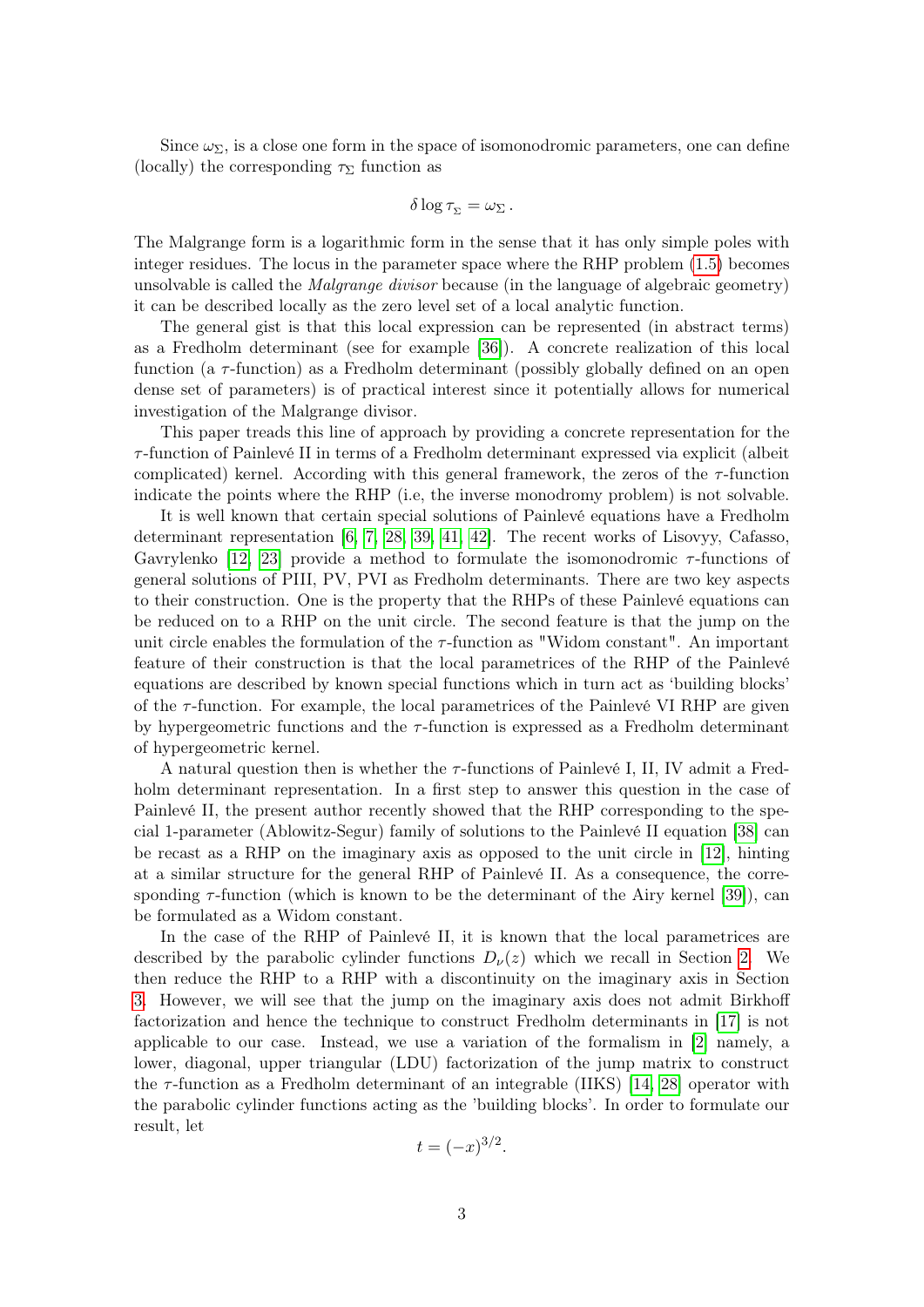Since $\omega_\Sigma$, is a close one form in the space of isomonodromic parameters, one can define (locally) the corresponding $\tau_\Sigma$ function as

$$\delta \log \tau_\Sigma = \omega_\Sigma \, .$$

The Malgrange form is a logarithmic form in the sense that it has only simple poles with integer residues. The locus in the parameter space where the RHP problem (1.5) becomes unsolvable is called the *Malgrange divisor* because (in the language of algebraic geometry) it can be described locally as the zero level set of a local analytic function.

The general gist is that this local expression can be represented (in abstract terms) as a Fredholm determinant (see for example [36]). A concrete realization of this local function (a $\tau$-function) as a Fredholm determinant (possibly globally defined on an open dense set of parameters) is of practical interest since it potentially allows for numerical investigation of the Malgrange divisor.

This paper treads this line of approach by providing a concrete representation for the $\tau$-function of Painlevé II in terms of a Fredholm determinant expressed via explicit (albeit complicated) kernel. According with this general framework, the zeros of the $\tau$-function indicate the points where the RHP (i.e, the inverse monodromy problem) is not solvable.

It is well known that certain special solutions of Painlevé equations have a Fredholm determinant representation [6, 7, 28, 39, 41, 42]. The recent works of Lisovyy, Cafasso, Gavrylenko [12, 23] provide a method to formulate the isomonodromic $\tau$-functions of general solutions of PIII, PV, PVI as Fredholm determinants. There are two key aspects to their construction. One is the property that the RHPs of these Painlevé equations can be reduced on to a RHP on the unit circle. The second feature is that the jump on the unit circle enables the formulation of the $\tau$-function as "Widom constant". An important feature of their construction is that the local parametrices of the RHP of the Painlevé equations are described by known special functions which in turn act as 'building blocks' of the $\tau$-function. For example, the local parametrices of the Painlevé VI RHP are given by hypergeometric functions and the $\tau$-function is expressed as a Fredholm determinant of hypergeometric kernel.

A natural question then is whether the $\tau$-functions of Painlevé I, II, IV admit a Fredholm determinant representation. In a first step to answer this question in the case of Painlevé II, the present author recently showed that the RHP corresponding to the special 1-parameter (Ablowitz-Segur) family of solutions to the Painlevé II equation [38] can be recast as a RHP on the imaginary axis as opposed to the unit circle in [12], hinting at a similar structure for the general RHP of Painlevé II. As a consequence, the corresponding $\tau$-function (which is known to be the determinant of the Airy kernel [39]), can be formulated as a Widom constant.

In the case of the RHP of Painlevé II, it is known that the local parametrices are described by the parabolic cylinder functions $D_\nu(z)$ which we recall in Section 2. We then reduce the RHP to a RHP with a discontinuity on the imaginary axis in Section 3. However, we will see that the jump on the imaginary axis does not admit Birkhoff factorization and hence the technique to construct Fredholm determinants in [17] is not applicable to our case. Instead, we use a variation of the formalism in [2] namely, a lower, diagonal, upper triangular (LDU) factorization of the jump matrix to construct the $\tau$-function as a Fredholm determinant of an integrable (IIKS) [14, 28] operator with the parabolic cylinder functions acting as the 'building blocks'. In order to formulate our result, let

$$t = (-x)^{3/2}.$$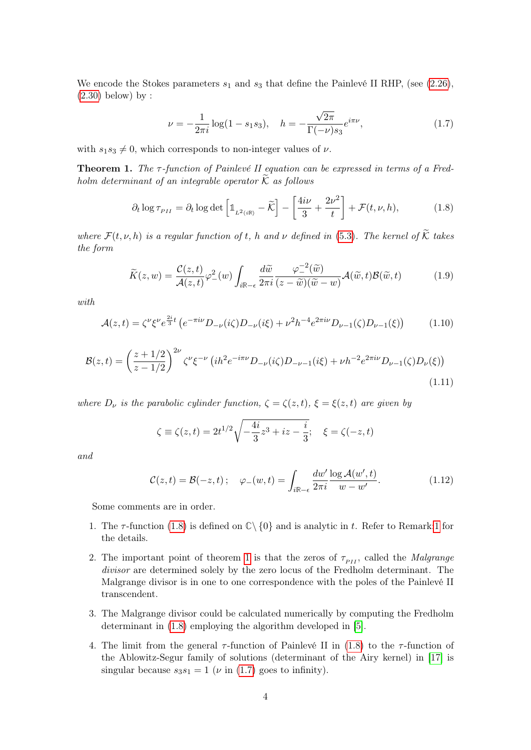We encode the Stokes parameters $s_1$ and $s_3$ that define the Painlevé II RHP, (see (2.26), (2.30) below) by :

$$\nu = -\frac{1}{2\pi i}\log(1 - s_1 s_3), \quad h = -\frac{\sqrt{2\pi}}{\Gamma(-\nu)s_3}e^{i\pi\nu}, \tag{1.7}$$

with $s_1 s_3 \neq 0$, which corresponds to non-integer values of $\nu$.

**Theorem 1.** *The $\tau$-function of Painlevé II equation can be expressed in terms of a Fredholm determinant of an integrable operator $\widetilde{\mathcal{K}}$ as follows*

$$\partial_t \log \tau_{P_{II}} = \partial_t \log \det\left[\mathbb{1}_{L^2(i\mathbb{R})} - \widetilde{\mathcal{K}}\right] - \left[\frac{4i\nu}{3} + \frac{2\nu^2}{t}\right] + \mathcal{F}(t,\nu,h), \tag{1.8}$$

*where $\mathcal{F}(t,\nu,h)$ is a regular function of $t$, $h$ and $\nu$ defined in (5.3). The kernel of $\widetilde{\mathcal{K}}$ takes the form*

$$\widetilde{K}(z,w) = \frac{\mathcal{C}(z,t)}{\mathcal{A}(z,t)}\varphi_-^2(w)\int_{i\mathbb{R}-\epsilon}\frac{d\widetilde{w}}{2\pi i}\frac{\varphi_-^{-2}(\widetilde{w})}{(z-\widetilde{w})(\widetilde{w}-w)}\mathcal{A}(\widetilde{w},t)\mathcal{B}(\widetilde{w},t) \tag{1.9}$$

*with*

$$\mathcal{A}(z,t) = \zeta^\nu \xi^\nu e^{\frac{2i}{3}t}\left(e^{-\pi i\nu}D_{-\nu}(i\zeta)D_{-\nu}(i\xi) + \nu^2 h^{-4}e^{2\pi i\nu}D_{\nu-1}(\zeta)D_{\nu-1}(\xi)\right) \tag{1.10}$$

$$\mathcal{B}(z,t) = \left(\frac{z+1/2}{z-1/2}\right)^{2\nu}\zeta^\nu\xi^{-\nu}\left(ih^2 e^{-i\pi\nu}D_{-\nu}(i\zeta)D_{-\nu-1}(i\xi) + \nu h^{-2}e^{2\pi i\nu}D_{\nu-1}(\zeta)D_\nu(\xi)\right) \tag{1.11}$$

*where $D_\nu$ is the parabolic cylinder function, $\zeta = \zeta(z,t)$, $\xi = \xi(z,t)$ are given by*

$$\zeta \equiv \zeta(z,t) = 2t^{1/2}\sqrt{-\frac{4i}{3}z^3 + iz - \frac{i}{3}}; \quad \xi = \zeta(-z,t)$$

*and*

$$\mathcal{C}(z,t) = \mathcal{B}(-z,t)\,; \quad \varphi_-(w,t) = \int_{i\mathbb{R}-\epsilon}\frac{dw'}{2\pi i}\frac{\log\mathcal{A}(w',t)}{w-w'}. \tag{1.12}$$

Some comments are in order.

1. The $\tau$-function (1.8) is defined on $\mathbb{C}\setminus\{0\}$ and is analytic in $t$. Refer to Remark 1 for the details.
2. The important point of theorem 1 is that the zeros of $\tau_{P_{II}}$, called the *Malgrange divisor* are determined solely by the zero locus of the Fredholm determinant. The Malgrange divisor is in one to one correspondence with the poles of the Painlevé II transcendent.
3. The Malgrange divisor could be calculated numerically by computing the Fredholm determinant in (1.8) employing the algorithm developed in [5].
4. The limit from the general $\tau$-function of Painlevé II in (1.8) to the $\tau$-function of the Ablowitz-Segur family of solutions (determinant of the Airy kernel) in [17] is singular because $s_3 s_1 = 1$ ($\nu$ in (1.7) goes to infinity).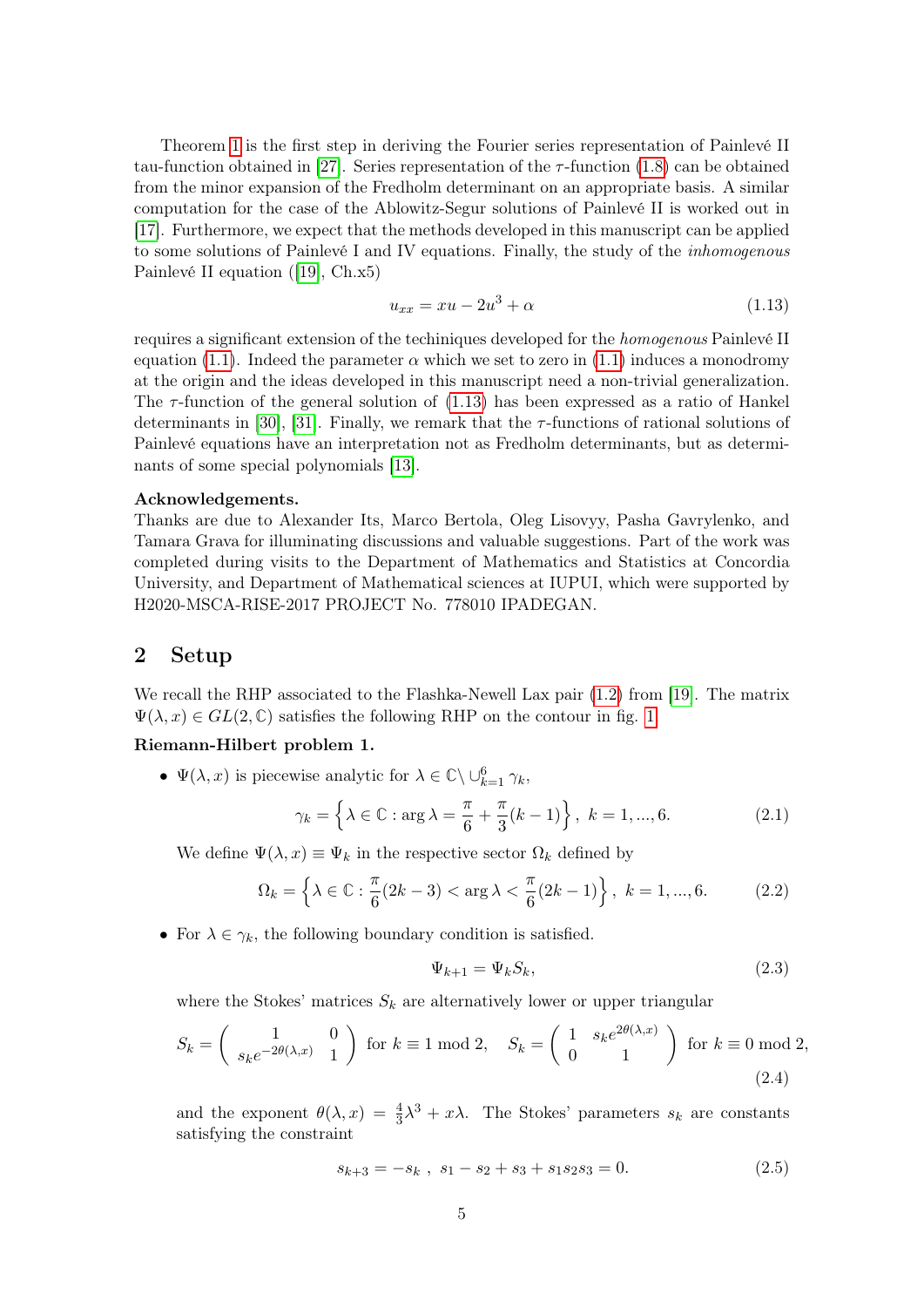Theorem 1 is the first step in deriving the Fourier series representation of Painlevé II tau-function obtained in [27]. Series representation of the $\tau$-function (1.8) can be obtained from the minor expansion of the Fredholm determinant on an appropriate basis. A similar computation for the case of the Ablowitz-Segur solutions of Painlevé II is worked out in [17]. Furthermore, we expect that the methods developed in this manuscript can be applied to some solutions of Painlevé I and IV equations. Finally, the study of the *inhomogenous* Painlevé II equation ([19], Ch.x5)

$$u_{xx} = xu - 2u^3 + \alpha \tag{1.13}$$

requires a significant extension of the techiniques developed for the *homogenous* Painlevé II equation (1.1). Indeed the parameter $\alpha$ which we set to zero in (1.1) induces a monodromy at the origin and the ideas developed in this manuscript need a non-trivial generalization. The $\tau$-function of the general solution of (1.13) has been expressed as a ratio of Hankel determinants in [30], [31]. Finally, we remark that the $\tau$-functions of rational solutions of Painlevé equations have an interpretation not as Fredholm determinants, but as determinants of some special polynomials [13].

**Acknowledgements.**
Thanks are due to Alexander Its, Marco Bertola, Oleg Lisovyy, Pasha Gavrylenko, and Tamara Grava for illuminating discussions and valuable suggestions. Part of the work was completed during visits to the Department of Mathematics and Statistics at Concordia University, and Department of Mathematical sciences at IUPUI, which were supported by H2020-MSCA-RISE-2017 PROJECT No. 778010 IPADEGAN.

## 2 Setup

We recall the RHP associated to the Flashka-Newell Lax pair (1.2) from [19]. The matrix $\Psi(\lambda, x) \in GL(2, \mathbb{C})$ satisfies the following RHP on the contour in fig. 1

**Riemann-Hilbert problem 1.**

- $\Psi(\lambda, x)$ is piecewise analytic for $\lambda \in \mathbb{C} \setminus \cup_{k=1}^{6} \gamma_k$,

$$\gamma_k = \left\{ \lambda \in \mathbb{C} : \arg \lambda = \frac{\pi}{6} + \frac{\pi}{3}(k-1) \right\}, \; k = 1, ..., 6. \tag{2.1}$$

  We define $\Psi(\lambda, x) \equiv \Psi_k$ in the respective sector $\Omega_k$ defined by

$$\Omega_k = \left\{ \lambda \in \mathbb{C} : \frac{\pi}{6}(2k-3) < \arg \lambda < \frac{\pi}{6}(2k-1) \right\}, \; k = 1, ..., 6. \tag{2.2}$$

- For $\lambda \in \gamma_k$, the following boundary condition is satisfied.

$$\Psi_{k+1} = \Psi_k S_k, \tag{2.3}$$

  where the Stokes' matrices $S_k$ are alternatively lower or upper triangular

$$S_k = \begin{pmatrix} 1 & 0 \\ s_k e^{-2\theta(\lambda,x)} & 1 \end{pmatrix} \text{ for } k \equiv 1 \bmod 2, \quad S_k = \begin{pmatrix} 1 & s_k e^{2\theta(\lambda,x)} \\ 0 & 1 \end{pmatrix} \text{ for } k \equiv 0 \bmod 2, \tag{2.4}$$

  and the exponent $\theta(\lambda, x) = \frac{4}{3}\lambda^3 + x\lambda$. The Stokes' parameters $s_k$ are constants satisfying the constraint

$$s_{k+3} = -s_k \; , \; s_1 - s_2 + s_3 + s_1 s_2 s_3 = 0. \tag{2.5}$$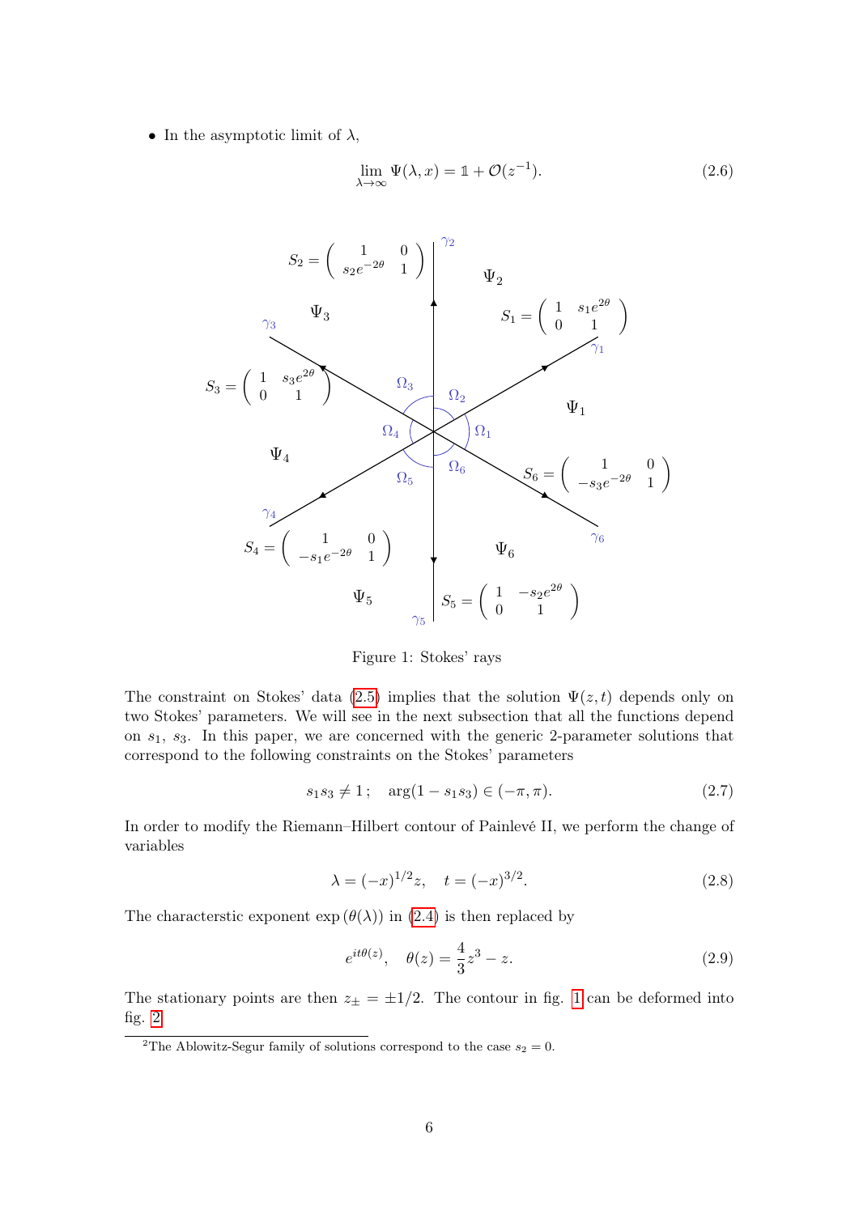- In the asymptotic limit of $\lambda$,

$$\lim_{\lambda\to\infty} \Psi(\lambda, x) = \mathbb{1} + \mathcal{O}(z^{-1}). \tag{2.6}$$

Figure 1: Stokes' rays

The constraint on Stokes' data (2.5) implies that the solution $\Psi(z,t)$ depends only on two Stokes' parameters. We will see in the next subsection that all the functions depend on $s_1$, $s_3$. In this paper, we are concerned with the generic 2-parameter solutions that correspond to the following constraints on the Stokes' parameters

$$s_1 s_3 \neq 1\,; \quad \arg(1 - s_1 s_3) \in (-\pi, \pi). \tag{2.7}$$

In order to modify the Riemann–Hilbert contour of Painlevé II, we perform the change of variables

$$\lambda = (-x)^{1/2} z, \quad t = (-x)^{3/2}. \tag{2.8}$$

The characterstic exponent $\exp(\theta(\lambda))$ in (2.4) is then replaced by

$$e^{it\theta(z)}, \quad \theta(z) = \frac{4}{3}z^3 - z. \tag{2.9}$$

The stationary points are then $z_\pm = \pm 1/2$. The contour in fig. 1 can be deformed into fig. 2

[2] The Ablowitz-Segur family of solutions correspond to the case $s_2 = 0$.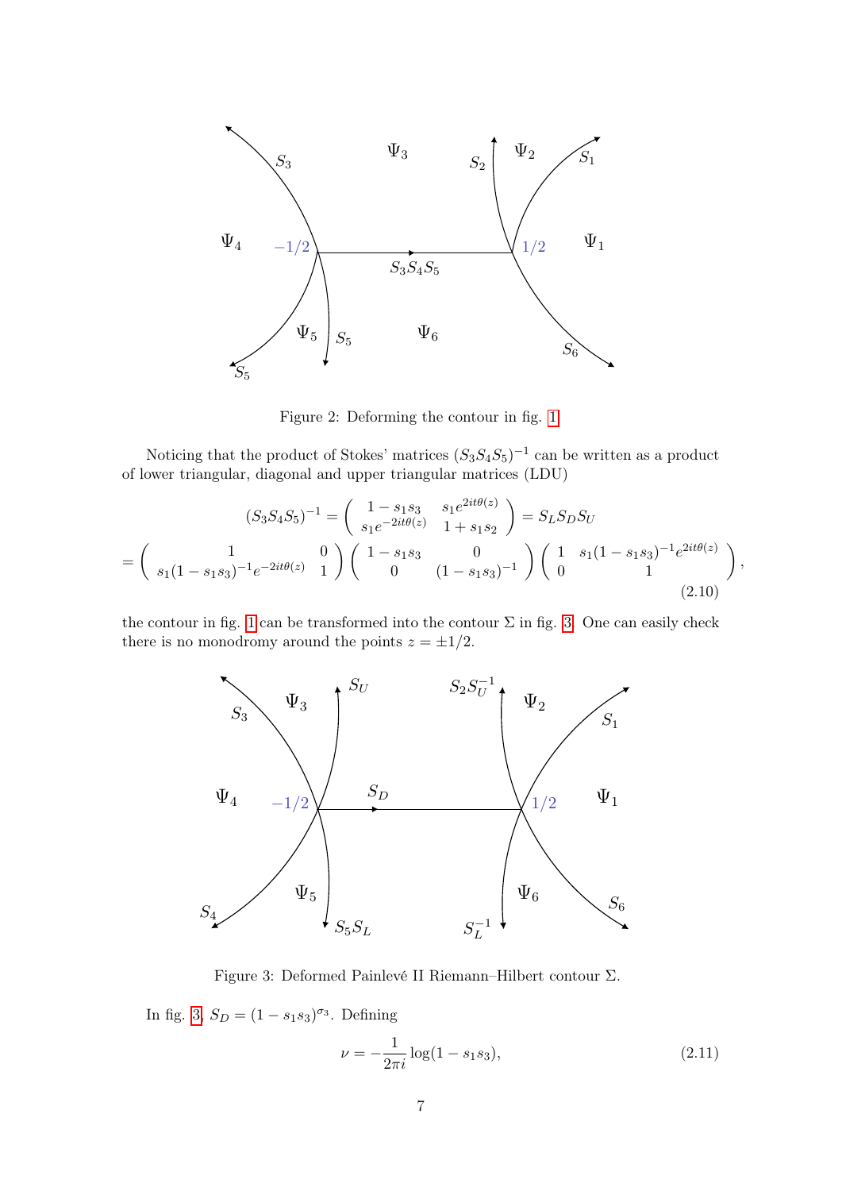Figure 2: Deforming the contour in fig. 1

Noticing that the product of Stokes' matrices $(S_3S_4S_5)^{-1}$ can be written as a product of lower triangular, diagonal and upper triangular matrices (LDU)

$$(S_3S_4S_5)^{-1} = \begin{pmatrix} 1-s_1s_3 & s_1e^{2it\theta(z)} \\ s_1e^{-2it\theta(z)} & 1+s_1s_2 \end{pmatrix} = S_LS_DS_U$$

$$= \begin{pmatrix} 1 & 0 \\ s_1(1-s_1s_3)^{-1}e^{-2it\theta(z)} & 1 \end{pmatrix} \begin{pmatrix} 1-s_1s_3 & 0 \\ 0 & (1-s_1s_3)^{-1} \end{pmatrix} \begin{pmatrix} 1 & s_1(1-s_1s_3)^{-1}e^{2it\theta(z)} \\ 0 & 1 \end{pmatrix}, \tag{2.10}$$

the contour in fig. 1 can be transformed into the contour $\Sigma$ in fig. 3. One can easily check there is no monodromy around the points $z = \pm 1/2$.

Figure 3: Deformed Painlevé II Riemann–Hilbert contour $\Sigma$.

In fig. 3, $S_D = (1-s_1s_3)^{\sigma_3}$. Defining

$$\nu = -\frac{1}{2\pi i}\log(1-s_1s_3), \tag{2.11}$$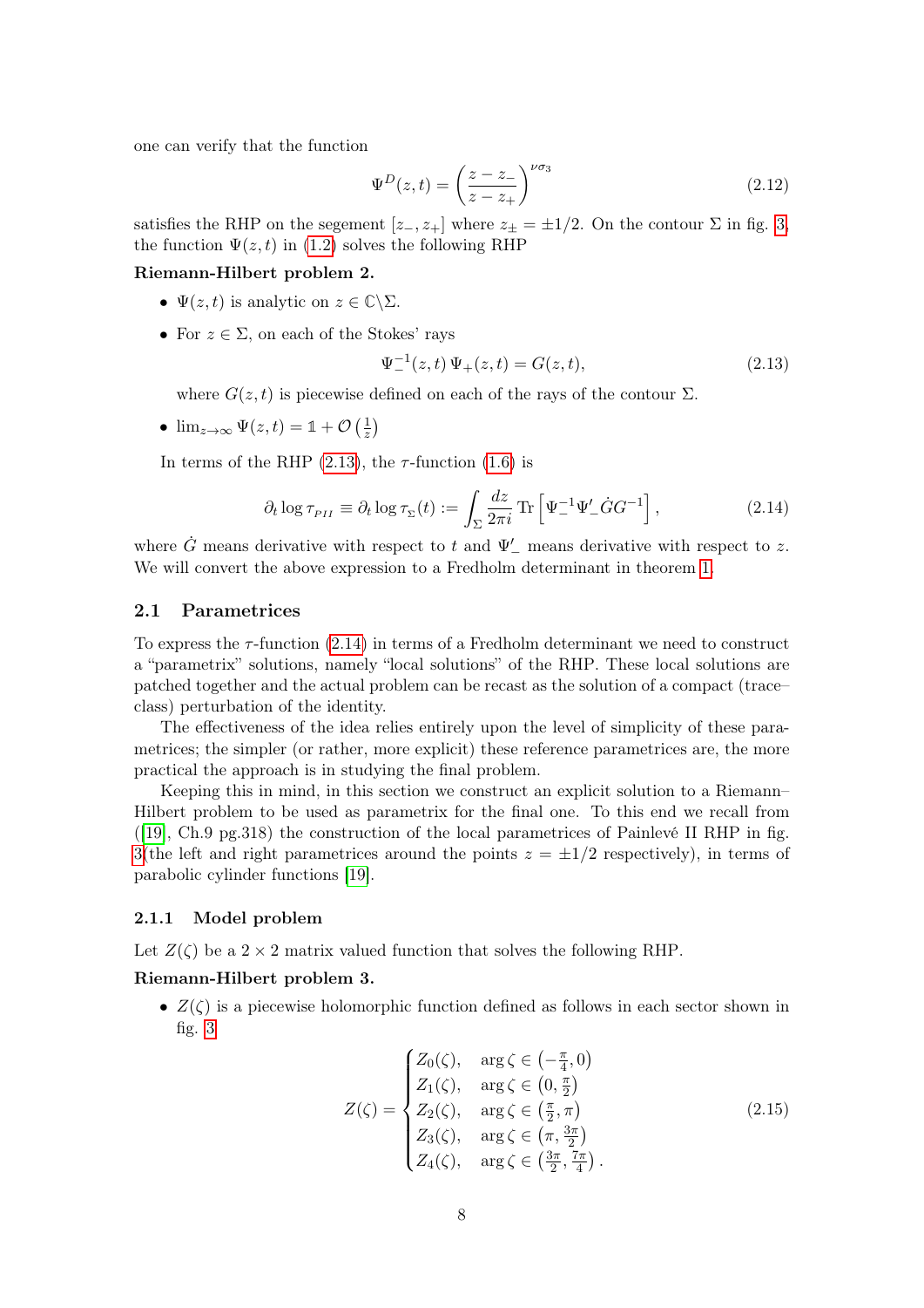one can verify that the function

$$\Psi^D(z,t) = \left(\frac{z-z_-}{z-z_+}\right)^{\nu\sigma_3} \tag{2.12}$$

satisfies the RHP on the segement $[z_-, z_+]$ where $z_\pm = \pm 1/2$. On the contour $\Sigma$ in fig. 3, the function $\Psi(z,t)$ in (1.2) solves the following RHP

**Riemann-Hilbert problem 2.**

- $\Psi(z,t)$ is analytic on $z \in \mathbb{C}\backslash\Sigma$.
- For $z \in \Sigma$, on each of the Stokes' rays

$$\Psi_-^{-1}(z,t)\,\Psi_+(z,t) = G(z,t), \tag{2.13}$$

  where $G(z,t)$ is piecewise defined on each of the rays of the contour $\Sigma$.
- $\lim_{z\to\infty} \Psi(z,t) = \mathbb{1} + \mathcal{O}\left(\frac{1}{z}\right)$

In terms of the RHP (2.13), the $\tau$-function (1.6) is

$$\partial_t \log \tau_{PII} \equiv \partial_t \log \tau_{\Sigma}(t) := \int_\Sigma \frac{dz}{2\pi i}\,\mathrm{Tr}\left[\Psi_-^{-1}\Psi_-' \dot{G} G^{-1}\right], \tag{2.14}$$

where $\dot{G}$ means derivative with respect to $t$ and $\Psi_-'$ means derivative with respect to $z$. We will convert the above expression to a Fredholm determinant in theorem 1.

## 2.1 Parametrices

To express the $\tau$-function (2.14) in terms of a Fredholm determinant we need to construct a "parametrix" solutions, namely "local solutions" of the RHP. These local solutions are patched together and the actual problem can be recast as the solution of a compact (trace–class) perturbation of the identity.

The effectiveness of the idea relies entirely upon the level of simplicity of these parametrices; the simpler (or rather, more explicit) these reference parametrices are, the more practical the approach is in studying the final problem.

Keeping this in mind, in this section we construct an explicit solution to a Riemann–Hilbert problem to be used as parametrix for the final one. To this end we recall from ([19], Ch.9 pg.318) the construction of the local parametrices of Painlevé II RHP in fig. 3(the left and right parametrices around the points $z = \pm 1/2$ respectively), in terms of parabolic cylinder functions [19].

### 2.1.1 Model problem

Let $Z(\zeta)$ be a $2\times 2$ matrix valued function that solves the following RHP.

**Riemann-Hilbert problem 3.**

- $Z(\zeta)$ is a piecewise holomorphic function defined as follows in each sector shown in fig. 3

$$Z(\zeta) = \begin{cases} Z_0(\zeta), & \arg\zeta \in \left(-\frac{\pi}{4}, 0\right) \\ Z_1(\zeta), & \arg\zeta \in \left(0, \frac{\pi}{2}\right) \\ Z_2(\zeta), & \arg\zeta \in \left(\frac{\pi}{2}, \pi\right) \\ Z_3(\zeta), & \arg\zeta \in \left(\pi, \frac{3\pi}{2}\right) \\ Z_4(\zeta), & \arg\zeta \in \left(\frac{3\pi}{2}, \frac{7\pi}{4}\right). \end{cases} \tag{2.15}$$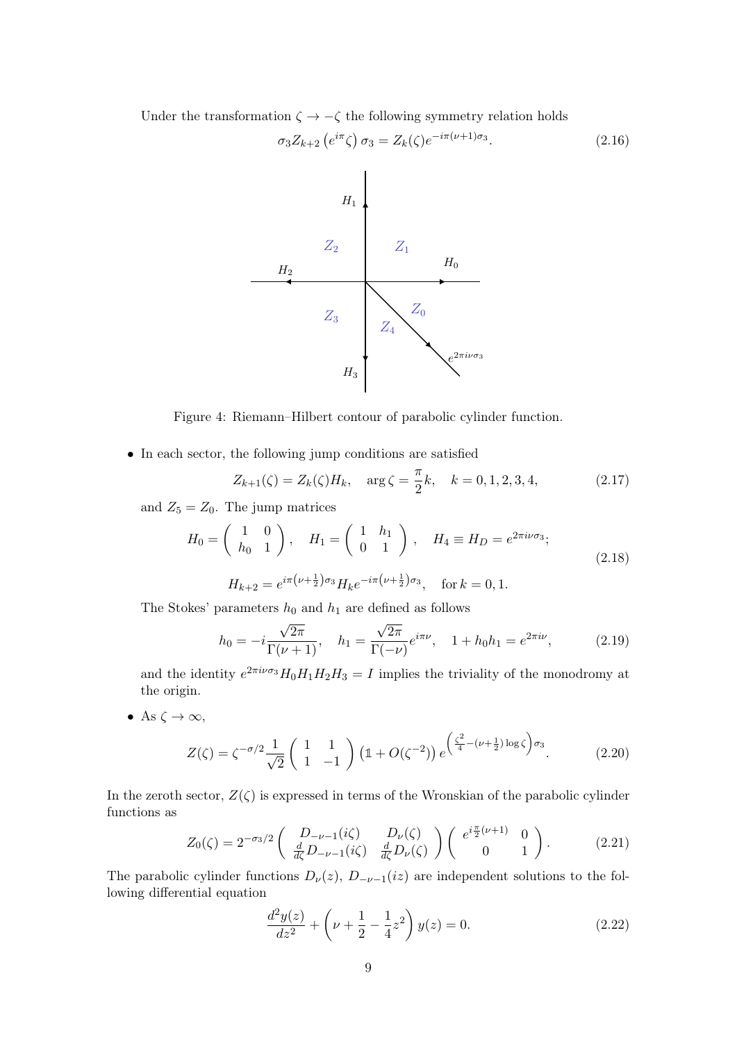Under the transformation $\zeta \to -\zeta$ the following symmetry relation holds

$$\sigma_3 Z_{k+2}\left(e^{i\pi}\zeta\right)\sigma_3 = Z_k(\zeta) e^{-i\pi(\nu+1)\sigma_3}. \tag{2.16}$$

Figure 4: Riemann–Hilbert contour of parabolic cylinder function.

- In each sector, the following jump conditions are satisfied

$$Z_{k+1}(\zeta) = Z_k(\zeta) H_k, \quad \arg\zeta = \frac{\pi}{2}k, \quad k = 0,1,2,3,4, \tag{2.17}$$

and $Z_5 = Z_0$. The jump matrices

$$H_0 = \begin{pmatrix} 1 & 0 \\ h_0 & 1 \end{pmatrix}, \quad H_1 = \begin{pmatrix} 1 & h_1 \\ 0 & 1 \end{pmatrix}, \quad H_4 \equiv H_D = e^{2\pi i\nu\sigma_3};$$
$$H_{k+2} = e^{i\pi\left(\nu+\frac{1}{2}\right)\sigma_3} H_k e^{-i\pi\left(\nu+\frac{1}{2}\right)\sigma_3}, \quad \text{for } k = 0,1. \tag{2.18}$$

The Stokes' parameters $h_0$ and $h_1$ are defined as follows

$$h_0 = -i\frac{\sqrt{2\pi}}{\Gamma(\nu+1)}, \quad h_1 = \frac{\sqrt{2\pi}}{\Gamma(-\nu)} e^{i\pi\nu}, \quad 1 + h_0 h_1 = e^{2\pi i\nu}, \tag{2.19}$$

and the identity $e^{2\pi i\nu\sigma_3} H_0 H_1 H_2 H_3 = I$ implies the triviality of the monodromy at the origin.

- As $\zeta \to \infty$,

$$Z(\zeta) = \zeta^{-\sigma/2} \frac{1}{\sqrt{2}} \begin{pmatrix} 1 & 1 \\ 1 & -1 \end{pmatrix} \left(\mathbb{1} + O(\zeta^{-2})\right) e^{\left(\frac{\zeta^2}{4} - (\nu+\frac{1}{2})\log\zeta\right)\sigma_3}. \tag{2.20}$$

In the zeroth sector, $Z(\zeta)$ is expressed in terms of the Wronskian of the parabolic cylinder functions as

$$Z_0(\zeta) = 2^{-\sigma_3/2} \begin{pmatrix} D_{-\nu-1}(i\zeta) & D_\nu(\zeta) \\ \frac{d}{d\zeta} D_{-\nu-1}(i\zeta) & \frac{d}{d\zeta} D_\nu(\zeta) \end{pmatrix} \begin{pmatrix} e^{i\frac{\pi}{2}(\nu+1)} & 0 \\ 0 & 1 \end{pmatrix}. \tag{2.21}$$

The parabolic cylinder functions $D_\nu(z)$, $D_{-\nu-1}(iz)$ are independent solutions to the following differential equation

$$\frac{d^2 y(z)}{dz^2} + \left(\nu + \frac{1}{2} - \frac{1}{4}z^2\right) y(z) = 0. \tag{2.22}$$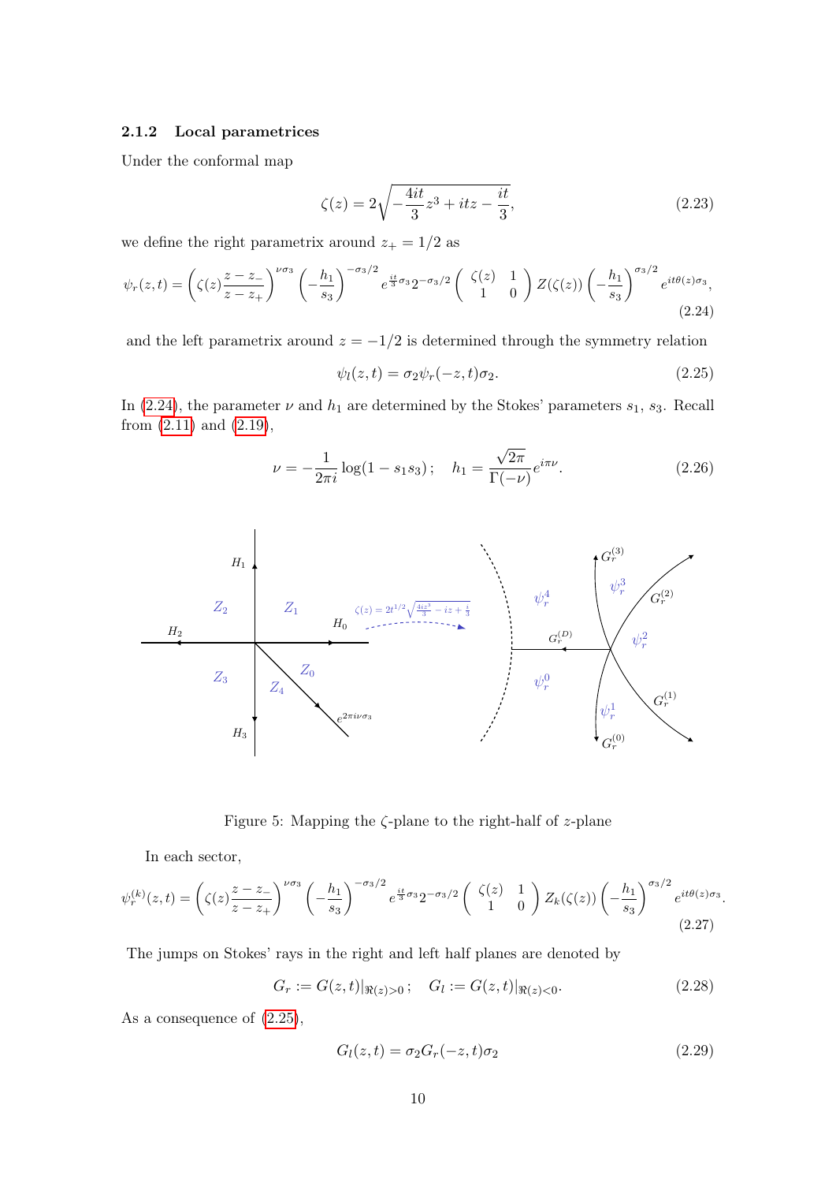### 2.1.2 Local parametrices

Under the conformal map

$$\zeta(z) = 2\sqrt{-\frac{4it}{3}z^3 + itz - \frac{it}{3}}, \tag{2.23}$$

we define the right parametrix around $z_+ = 1/2$ as

$$\psi_r(z,t) = \left(\zeta(z)\frac{z-z_-}{z-z_+}\right)^{\nu\sigma_3}\left(-\frac{h_1}{s_3}\right)^{-\sigma_3/2} e^{\frac{it}{3}\sigma_3}2^{-\sigma_3/2}\begin{pmatrix}\zeta(z) & 1\\ 1 & 0\end{pmatrix} Z(\zeta(z))\left(-\frac{h_1}{s_3}\right)^{\sigma_3/2} e^{it\theta(z)\sigma_3}, \tag{2.24}$$

and the left parametrix around $z = -1/2$ is determined through the symmetry relation

$$\psi_l(z,t) = \sigma_2\psi_r(-z,t)\sigma_2. \tag{2.25}$$

In (2.24), the parameter $\nu$ and $h_1$ are determined by the Stokes' parameters $s_1$, $s_3$. Recall from (2.11) and (2.19),

$$\nu = -\frac{1}{2\pi i}\log(1-s_1s_3)\,; \quad h_1 = \frac{\sqrt{2\pi}}{\Gamma(-\nu)}e^{i\pi\nu}. \tag{2.26}$$

Figure 5: Mapping the $\zeta$-plane to the right-half of $z$-plane

In each sector,

$$\psi_r^{(k)}(z,t) = \left(\zeta(z)\frac{z-z_-}{z-z_+}\right)^{\nu\sigma_3}\left(-\frac{h_1}{s_3}\right)^{-\sigma_3/2} e^{\frac{it}{3}\sigma_3}2^{-\sigma_3/2}\begin{pmatrix}\zeta(z) & 1\\ 1 & 0\end{pmatrix} Z_k(\zeta(z))\left(-\frac{h_1}{s_3}\right)^{\sigma_3/2} e^{it\theta(z)\sigma_3}. \tag{2.27}$$

The jumps on Stokes' rays in the right and left half planes are denoted by

$$G_r := G(z,t)|_{\Re(z)>0}\,; \quad G_l := G(z,t)|_{\Re(z)<0}. \tag{2.28}$$

As a consequence of (2.25),

$$G_l(z,t) = \sigma_2 G_r(-z,t)\sigma_2 \tag{2.29}$$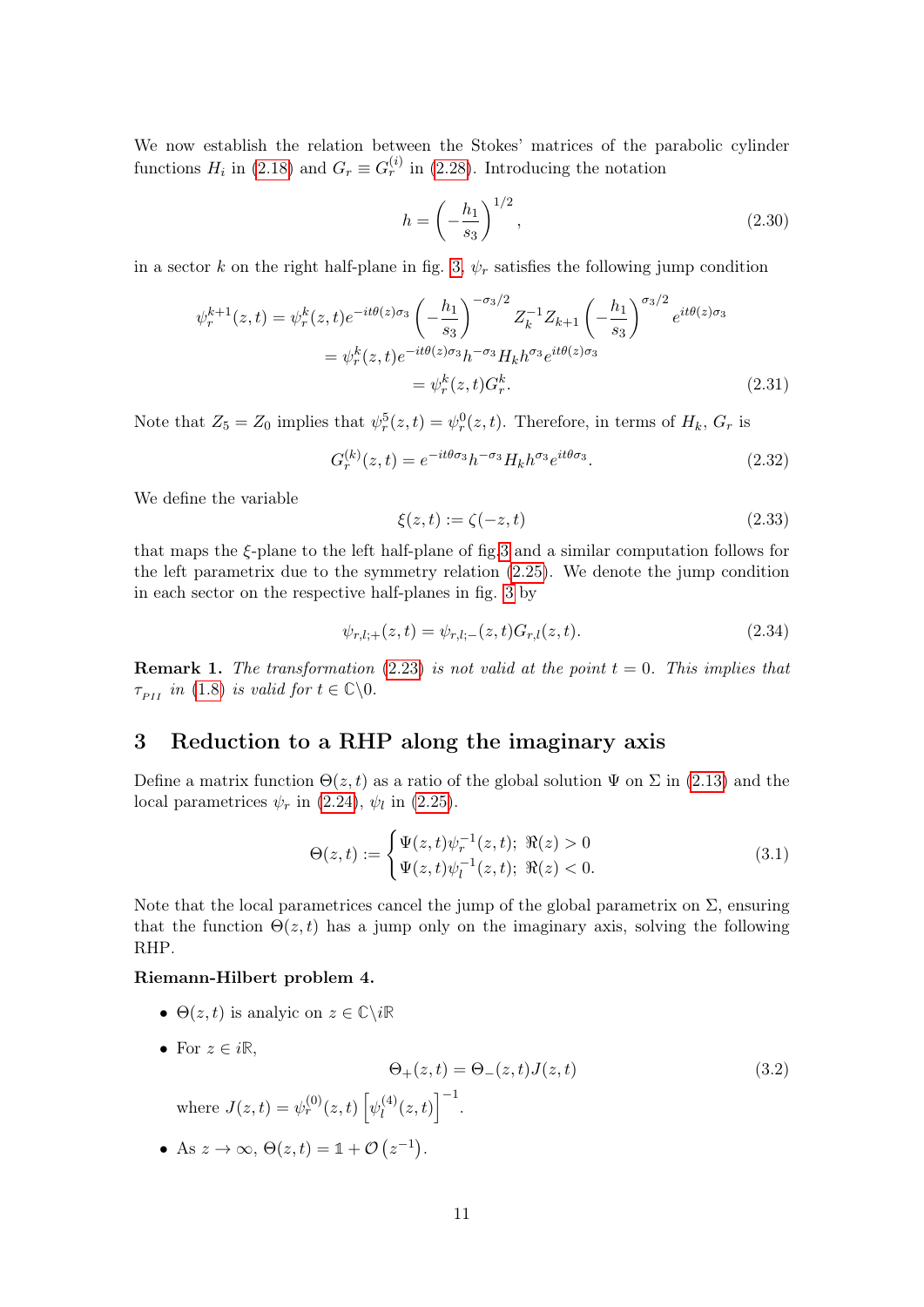We now establish the relation between the Stokes' matrices of the parabolic cylinder functions $H_i$ in (2.18) and $G_r \equiv G_r^{(i)}$ in (2.28). Introducing the notation

$$h = \left(-\frac{h_1}{s_3}\right)^{1/2}, \tag{2.30}$$

in a sector $k$ on the right half-plane in fig. 3, $\psi_r$ satisfies the following jump condition

$$\begin{aligned}
\psi_r^{k+1}(z,t) &= \psi_r^k(z,t)e^{-it\theta(z)\sigma_3}\left(-\frac{h_1}{s_3}\right)^{-\sigma_3/2} Z_k^{-1}Z_{k+1}\left(-\frac{h_1}{s_3}\right)^{\sigma_3/2} e^{it\theta(z)\sigma_3} \\
&= \psi_r^k(z,t)e^{-it\theta(z)\sigma_3}h^{-\sigma_3}H_k h^{\sigma_3}e^{it\theta(z)\sigma_3} \\
&= \psi_r^k(z,t)G_r^k.
\end{aligned} \tag{2.31}$$

Note that $Z_5 = Z_0$ implies that $\psi_r^5(z,t) = \psi_r^0(z,t)$. Therefore, in terms of $H_k$, $G_r$ is

$$G_r^{(k)}(z,t) = e^{-it\theta\sigma_3}h^{-\sigma_3}H_k h^{\sigma_3}e^{it\theta\sigma_3}. \tag{2.32}$$

We define the variable

$$\xi(z,t) := \zeta(-z,t) \tag{2.33}$$

that maps the $\xi$-plane to the left half-plane of fig.3 and a similar computation follows for the left parametrix due to the symmetry relation (2.25). We denote the jump condition in each sector on the respective half-planes in fig. 3 by

$$\psi_{r,l;+}(z,t) = \psi_{r,l;-}(z,t)G_{r,l}(z,t). \tag{2.34}$$

**Remark 1.** *The transformation (2.23) is not valid at the point $t = 0$. This implies that $\tau_{_{PII}}$ in (1.8) is valid for $t \in \mathbb{C}\backslash 0$.*

## 3 Reduction to a RHP along the imaginary axis

Define a matrix function $\Theta(z,t)$ as a ratio of the global solution $\Psi$ on $\Sigma$ in (2.13) and the local parametrices $\psi_r$ in (2.24), $\psi_l$ in (2.25).

$$\Theta(z,t) := \begin{cases} \Psi(z,t)\psi_r^{-1}(z,t); \ \Re(z) > 0 \\ \Psi(z,t)\psi_l^{-1}(z,t); \ \Re(z) < 0. \end{cases} \tag{3.1}$$

Note that the local parametrices cancel the jump of the global parametrix on $\Sigma$, ensuring that the function $\Theta(z,t)$ has a jump only on the imaginary axis, solving the following RHP.

**Riemann-Hilbert problem 4.**

- $\Theta(z,t)$ is analyic on $z \in \mathbb{C}\backslash i\mathbb{R}$
- For $z \in i\mathbb{R}$,
$$\Theta_+(z,t) = \Theta_-(z,t)J(z,t) \tag{3.2}$$
where $J(z,t) = \psi_r^{(0)}(z,t)\left[\psi_l^{(4)}(z,t)\right]^{-1}$.
- As $z \to \infty$, $\Theta(z,t) = \mathbb{1} + \mathcal{O}\left(z^{-1}\right)$.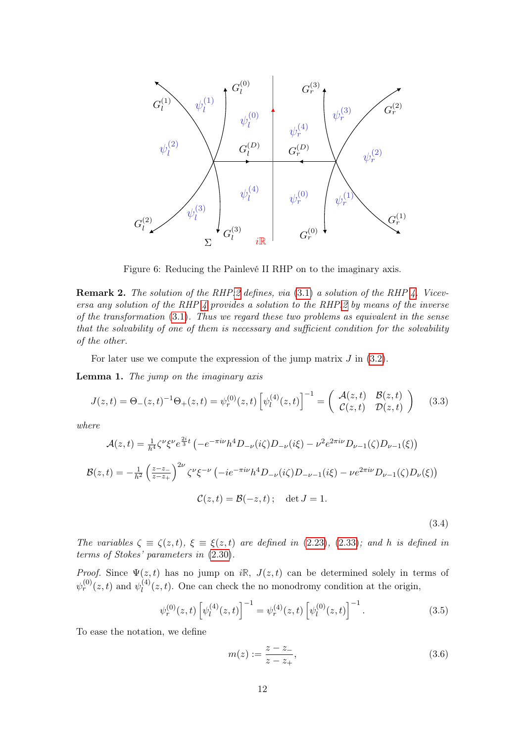Figure 6: Reducing the Painlevé II RHP on to the imaginary axis.

**Remark 2.** *The solution of the RHP 2 defines, via (3.1) a solution of the RHP 4. Viceversa any solution of the RHP 4 provides a solution to the RHP 2 by means of the inverse of the transformation (3.1). Thus we regard these two problems as equivalent in the sense that the solvability of one of them is necessary and sufficient condition for the solvability of the other.*

For later use we compute the expression of the jump matrix $J$ in (3.2).

**Lemma 1.** *The jump on the imaginary axis*

$$
J(z,t) = \Theta_-(z,t)^{-1}\Theta_+(z,t) = \psi_r^{(0)}(z,t)\left[\psi_l^{(4)}(z,t)\right]^{-1} = \begin{pmatrix} \mathcal{A}(z,t) & \mathcal{B}(z,t) \\ \mathcal{C}(z,t) & \mathcal{D}(z,t) \end{pmatrix} \tag{3.3}
$$

*where*

$$
\begin{gathered}
\mathcal{A}(z,t) = \tfrac{1}{h^4}\zeta^\nu\xi^\nu e^{\frac{2i}{3}t}\left(-e^{-\pi i\nu}h^4 D_{-\nu}(i\zeta)D_{-\nu}(i\xi) - \nu^2 e^{2\pi i\nu}D_{\nu-1}(\zeta)D_{\nu-1}(\xi)\right) \\
\mathcal{B}(z,t) = -\tfrac{1}{h^2}\left(\tfrac{z-z_-}{z-z_+}\right)^{2\nu}\zeta^\nu\xi^{-\nu}\left(-ie^{-\pi i\nu}h^4 D_{-\nu}(i\zeta)D_{-\nu-1}(i\xi) - \nu e^{2\pi i\nu}D_{\nu-1}(\zeta)D_\nu(\xi)\right) \\
\mathcal{C}(z,t) = \mathcal{B}(-z,t)\,; \quad \det J = 1.
\end{gathered}
\tag{3.4}
$$

*The variables $\zeta \equiv \zeta(z,t)$, $\xi \equiv \xi(z,t)$ are defined in (2.23), (2.33); and $h$ is defined in terms of Stokes' parameters in (2.30).*

*Proof.* Since $\Psi(z,t)$ has no jump on $i\mathbb{R}$, $J(z,t)$ can be determined solely in terms of $\psi_r^{(0)}(z,t)$ and $\psi_l^{(4)}(z,t)$. One can check the no monodromy condition at the origin,

$$
\psi_r^{(0)}(z,t)\left[\psi_l^{(4)}(z,t)\right]^{-1} = \psi_r^{(4)}(z,t)\left[\psi_l^{(0)}(z,t)\right]^{-1}. \tag{3.5}
$$

To ease the notation, we define

$$
m(z) := \frac{z-z_-}{z-z_+}, \tag{3.6}
$$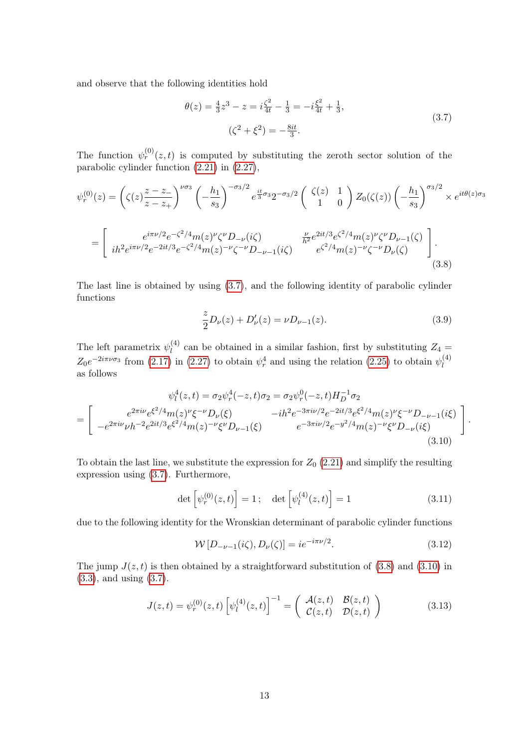and observe that the following identities hold

$$
\begin{gathered}
\theta(z) = \tfrac{4}{3}z^3 - z = i\tfrac{\zeta^2}{4t} - \tfrac{1}{3} = -i\tfrac{\xi^2}{4t} + \tfrac{1}{3}, \\
(\zeta^2 + \xi^2) = -\tfrac{8it}{3}.
\end{gathered} \tag{3.7}
$$

The function $\psi_r^{(0)}(z,t)$ is computed by substituting the zeroth sector solution of the parabolic cylinder function (2.21) in (2.27),

$$
\psi_r^{(0)}(z) = \left(\zeta(z)\frac{z - z_-}{z - z_+}\right)^{\nu\sigma_3} \left(-\frac{h_1}{s_3}\right)^{-\sigma_3/2} e^{\frac{it}{3}\sigma_3} 2^{-\sigma_3/2} \begin{pmatrix} \zeta(z) & 1 \\ 1 & 0 \end{pmatrix} Z_0(\zeta(z)) \left(-\frac{h_1}{s_3}\right)^{\sigma_3/2} \times e^{it\theta(z)\sigma_3}
$$

$$
= \begin{bmatrix} e^{i\pi\nu/2} e^{-\zeta^2/4} m(z)^{\nu} \zeta^{\nu} D_{-\nu}(i\zeta) & \frac{\nu}{h^2} e^{2it/3} e^{\zeta^2/4} m(z)^{\nu} \zeta^{\nu} D_{\nu-1}(\zeta) \\ ih^2 e^{i\pi\nu/2} e^{-2it/3} e^{-\zeta^2/4} m(z)^{-\nu} \zeta^{-\nu} D_{-\nu-1}(i\zeta) & e^{\zeta^2/4} m(z)^{-\nu} \zeta^{-\nu} D_{\nu}(\zeta) \end{bmatrix}. \tag{3.8}
$$

The last line is obtained by using (3.7), and the following identity of parabolic cylinder functions

$$
\frac{z}{2} D_{\nu}(z) + D'_{\nu}(z) = \nu D_{\nu-1}(z). \tag{3.9}
$$

The left parametrix $\psi_l^{(4)}$ can be obtained in a similar fashion, first by substituting $Z_4 = Z_0 e^{-2i\pi\nu\sigma_3}$ from (2.17) in (2.27) to obtain $\psi_r^4$ and using the relation (2.25) to obtain $\psi_l^{(4)}$ as follows

$$
\psi_l^4(z,t) = \sigma_2 \psi_r^4(-z,t)\sigma_2 = \sigma_2 \psi_r^0(-z,t) H_D^{-1} \sigma_2
$$

$$
= \begin{bmatrix} e^{2\pi i\nu} e^{\xi^2/4} m(z)^{\nu} \xi^{-\nu} D_{\nu}(\xi) & -ih^2 e^{-3\pi i\nu/2} e^{-2it/3} e^{\xi^2/4} m(z)^{\nu} \xi^{-\nu} D_{-\nu-1}(i\xi) \\ -e^{2\pi i\nu} \nu h^{-2} e^{2it/3} e^{\xi^2/4} m(z)^{-\nu} \xi^{\nu} D_{\nu-1}(\xi) & e^{-3\pi i\nu/2} e^{-y^2/4} m(z)^{-\nu} \xi^{\nu} D_{-\nu}(i\xi) \end{bmatrix}. \tag{3.10}
$$

To obtain the last line, we substitute the expression for $Z_0$ (2.21) and simplify the resulting expression using (3.7). Furthermore,

$$
\det\left[\psi_r^{(0)}(z,t)\right] = 1\,; \quad \det\left[\psi_l^{(4)}(z,t)\right] = 1 \tag{3.11}
$$

due to the following identity for the Wronskian determinant of parabolic cylinder functions

$$
\mathcal{W}\left[D_{-\nu-1}(i\zeta), D_{\nu}(\zeta)\right] = i e^{-i\pi\nu/2}. \tag{3.12}
$$

The jump $J(z,t)$ is then obtained by a straightforward substitution of (3.8) and (3.10) in (3.3), and using (3.7).

$$
J(z,t) = \psi_r^{(0)}(z,t) \left[\psi_l^{(4)}(z,t)\right]^{-1} = \begin{pmatrix} \mathcal{A}(z,t) & \mathcal{B}(z,t) \\ \mathcal{C}(z,t) & \mathcal{D}(z,t) \end{pmatrix} \tag{3.13}
$$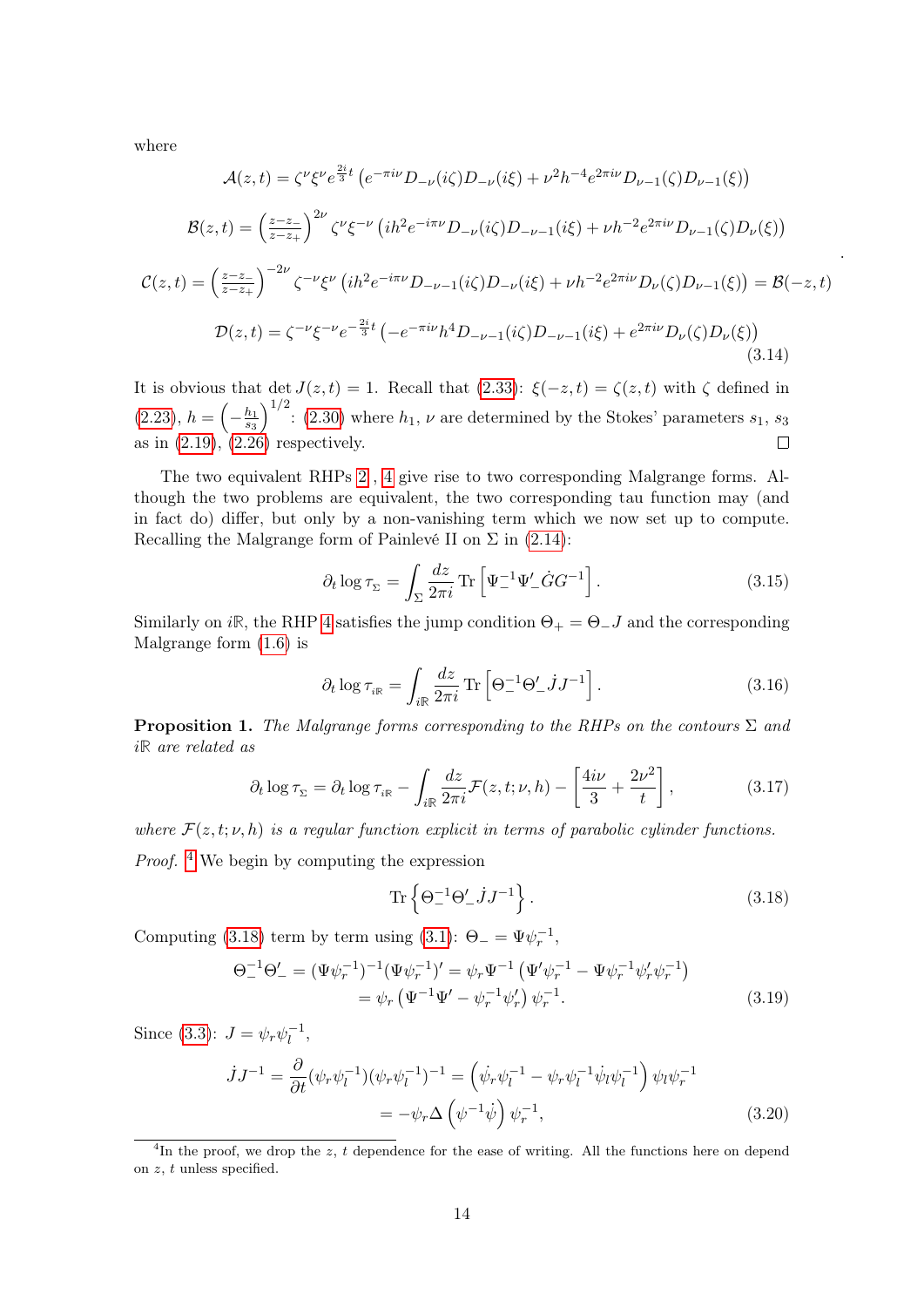where

$$
\begin{aligned}
\mathcal{A}(z,t) &= \zeta^{\nu}\xi^{\nu}e^{\frac{2i}{3}t}\left(e^{-\pi i\nu}D_{-\nu}(i\zeta)D_{-\nu}(i\xi)+\nu^2h^{-4}e^{2\pi i\nu}D_{\nu-1}(\zeta)D_{\nu-1}(\xi)\right)\\
\mathcal{B}(z,t) &= \left(\tfrac{z-z_-}{z-z_+}\right)^{2\nu}\zeta^{\nu}\xi^{-\nu}\left(ih^2e^{-i\pi\nu}D_{-\nu}(i\zeta)D_{-\nu-1}(i\xi)+\nu h^{-2}e^{2\pi i\nu}D_{\nu-1}(\zeta)D_{\nu}(\xi)\right)\\
\mathcal{C}(z,t) &= \left(\tfrac{z-z_-}{z-z_+}\right)^{-2\nu}\zeta^{-\nu}\xi^{\nu}\left(ih^2e^{-i\pi\nu}D_{-\nu-1}(i\zeta)D_{-\nu}(i\xi)+\nu h^{-2}e^{2\pi i\nu}D_{\nu}(\zeta)D_{\nu-1}(\xi)\right)=\mathcal{B}(-z,t)\\
\mathcal{D}(z,t) &= \zeta^{-\nu}\xi^{-\nu}e^{-\frac{2i}{3}t}\left(-e^{-\pi i\nu}h^4D_{-\nu-1}(i\zeta)D_{-\nu-1}(i\xi)+e^{2\pi i\nu}D_{\nu}(\zeta)D_{\nu}(\xi)\right)
\end{aligned}
\quad . \tag{3.14}
$$

It is obvious that $\det J(z,t)=1$. Recall that (2.33): $\xi(-z,t)=\zeta(z,t)$ with $\zeta$ defined in (2.23), $h=\left(-\frac{h_1}{s_3}\right)^{1/2}$: (2.30) where $h_1$, $\nu$ are determined by the Stokes' parameters $s_1$, $s_3$ as in (2.19), (2.26) respectively. □

The two equivalent RHPs 2, 4 give rise to two corresponding Malgrange forms. Although the two problems are equivalent, the two corresponding tau function may (and in fact do) differ, but only by a non-vanishing term which we now set up to compute. Recalling the Malgrange form of Painlevé II on $\Sigma$ in (2.14):

$$
\partial_t \log\tau_{\Sigma}=\int_{\Sigma}\frac{dz}{2\pi i}\operatorname{Tr}\left[\Psi_-^{-1}\Psi_-'\dot{G}G^{-1}\right]. \tag{3.15}
$$

Similarly on $i\mathbb{R}$, the RHP 4 satisfies the jump condition $\Theta_+=\Theta_-J$ and the corresponding Malgrange form (1.6) is

$$
\partial_t \log\tau_{i\mathbb{R}}=\int_{i\mathbb{R}}\frac{dz}{2\pi i}\operatorname{Tr}\left[\Theta_-^{-1}\Theta_-'\dot{J}J^{-1}\right]. \tag{3.16}
$$

**Proposition 1.** *The Malgrange forms corresponding to the RHPs on the contours $\Sigma$ and $i\mathbb{R}$ are related as*

$$
\partial_t \log\tau_{\Sigma}=\partial_t\log\tau_{i\mathbb{R}}-\int_{i\mathbb{R}}\frac{dz}{2\pi i}\mathcal{F}(z,t;\nu,h)-\left[\frac{4i\nu}{3}+\frac{2\nu^2}{t}\right], \tag{3.17}
$$

*where $\mathcal{F}(z,t;\nu,h)$ is a regular function explicit in terms of parabolic cylinder functions.*

*Proof.* [4] We begin by computing the expression

$$
\operatorname{Tr}\left\{\Theta_-^{-1}\Theta_-'\dot{J}J^{-1}\right\}. \tag{3.18}
$$

Computing (3.18) term by term using (3.1): $\Theta_-=\Psi\psi_r^{-1}$,

$$
\begin{aligned}
\Theta_-^{-1}\Theta_-' &= (\Psi\psi_r^{-1})^{-1}(\Psi\psi_r^{-1})'=\psi_r\Psi^{-1}\left(\Psi'\psi_r^{-1}-\Psi\psi_r^{-1}\psi_r'\psi_r^{-1}\right)\\
&=\psi_r\left(\Psi^{-1}\Psi'-\psi_r^{-1}\psi_r'\right)\psi_r^{-1}.
\end{aligned} \tag{3.19}
$$

Since (3.3): $J=\psi_r\psi_l^{-1}$,

$$
\begin{aligned}
\dot{J}J^{-1} &= \frac{\partial}{\partial t}(\psi_r\psi_l^{-1})(\psi_r\psi_l^{-1})^{-1}=\left(\dot{\psi}_r\psi_l^{-1}-\psi_r\psi_l^{-1}\dot{\psi}_l\psi_l^{-1}\right)\psi_l\psi_r^{-1}\\
&=-\psi_r\Delta\left(\psi^{-1}\dot{\psi}\right)\psi_r^{-1},
\end{aligned} \tag{3.20}
$$

[4] In the proof, we drop the $z$, $t$ dependence for the ease of writing. All the functions here on depend on $z$, $t$ unless specified.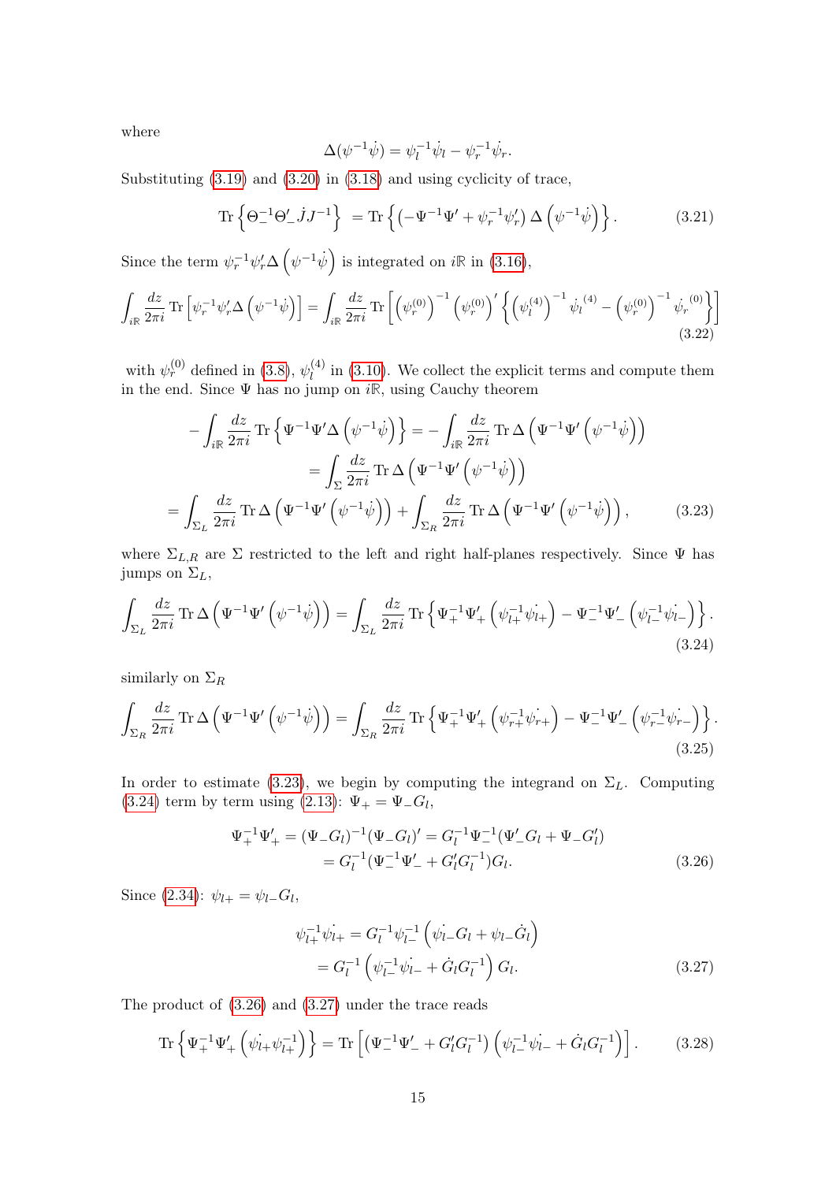where

$$\Delta(\psi^{-1}\dot{\psi}) = \psi_l^{-1}\dot{\psi}_l - \psi_r^{-1}\dot{\psi}_r.$$

Substituting (3.19) and (3.20) in (3.18) and using cyclicity of trace,

$$\operatorname{Tr}\left\{\Theta_-^{-1}\Theta_-'\dot{J}J^{-1}\right\} = \operatorname{Tr}\left\{\left(-\Psi^{-1}\Psi' + \psi_r^{-1}\psi_r'\right)\Delta\left(\psi^{-1}\dot{\psi}\right)\right\}. \tag{3.21}$$

Since the term $\psi_r^{-1}\psi_r'\Delta\left(\psi^{-1}\dot{\psi}\right)$ is integrated on $i\mathbb{R}$ in (3.16),

$$\int_{i\mathbb{R}} \frac{dz}{2\pi i}\operatorname{Tr}\left[\psi_r^{-1}\psi_r'\Delta\left(\psi^{-1}\dot{\psi}\right)\right] = \int_{i\mathbb{R}} \frac{dz}{2\pi i}\operatorname{Tr}\left[\left(\psi_r^{(0)}\right)^{-1}\left(\psi_r^{(0)}\right)'\left\{\left(\psi_l^{(4)}\right)^{-1}\dot{\psi_l}^{(4)} - \left(\psi_r^{(0)}\right)^{-1}\dot{\psi_r}^{(0)}\right\}\right] \tag{3.22}$$

with $\psi_r^{(0)}$ defined in (3.8), $\psi_l^{(4)}$ in (3.10). We collect the explicit terms and compute them in the end. Since $\Psi$ has no jump on $i\mathbb{R}$, using Cauchy theorem

$$\begin{aligned}
-\int_{i\mathbb{R}} \frac{dz}{2\pi i}\operatorname{Tr}\left\{\Psi^{-1}\Psi'\Delta\left(\psi^{-1}\dot{\psi}\right)\right\} &= -\int_{i\mathbb{R}} \frac{dz}{2\pi i}\operatorname{Tr}\Delta\left(\Psi^{-1}\Psi'\left(\psi^{-1}\dot{\psi}\right)\right)\\
&= \int_{\Sigma} \frac{dz}{2\pi i}\operatorname{Tr}\Delta\left(\Psi^{-1}\Psi'\left(\psi^{-1}\dot{\psi}\right)\right)\\
= \int_{\Sigma_L} \frac{dz}{2\pi i}\operatorname{Tr}\Delta\left(\Psi^{-1}\Psi'\left(\psi^{-1}\dot{\psi}\right)\right) &+ \int_{\Sigma_R} \frac{dz}{2\pi i}\operatorname{Tr}\Delta\left(\Psi^{-1}\Psi'\left(\psi^{-1}\dot{\psi}\right)\right),
\end{aligned} \tag{3.23}$$

where $\Sigma_{L,R}$ are $\Sigma$ restricted to the left and right half-planes respectively. Since $\Psi$ has jumps on $\Sigma_L$,

$$\int_{\Sigma_L} \frac{dz}{2\pi i}\operatorname{Tr}\Delta\left(\Psi^{-1}\Psi'\left(\psi^{-1}\dot{\psi}\right)\right) = \int_{\Sigma_L} \frac{dz}{2\pi i}\operatorname{Tr}\left\{\Psi_+^{-1}\Psi_+'\left(\psi_{l+}^{-1}\dot{\psi_{l+}}\right) - \Psi_-^{-1}\Psi_-'\left(\psi_{l-}^{-1}\dot{\psi_{l-}}\right)\right\}. \tag{3.24}$$

similarly on $\Sigma_R$

$$\int_{\Sigma_R} \frac{dz}{2\pi i}\operatorname{Tr}\Delta\left(\Psi^{-1}\Psi'\left(\psi^{-1}\dot{\psi}\right)\right) = \int_{\Sigma_R} \frac{dz}{2\pi i}\operatorname{Tr}\left\{\Psi_+^{-1}\Psi_+'\left(\psi_{r+}^{-1}\dot{\psi_{r+}}\right) - \Psi_-^{-1}\Psi_-'\left(\psi_{r-}^{-1}\dot{\psi_{r-}}\right)\right\}. \tag{3.25}$$

In order to estimate (3.23), we begin by computing the integrand on $\Sigma_L$. Computing (3.24) term by term using (2.13): $\Psi_+ = \Psi_- G_l$,

$$\begin{aligned}
\Psi_+^{-1}\Psi_+' = (\Psi_- G_l)^{-1}(\Psi_- G_l)' &= G_l^{-1}\Psi_-^{-1}(\Psi_-' G_l + \Psi_- G_l')\\
&= G_l^{-1}(\Psi_-^{-1}\Psi_-' + G_l' G_l^{-1})G_l.
\end{aligned} \tag{3.26}$$

Since (2.34): $\psi_{l+} = \psi_{l-}G_l$,

$$\begin{aligned}
\psi_{l+}^{-1}\dot{\psi_{l+}} &= G_l^{-1}\psi_{l-}^{-1}\left(\dot{\psi_{l-}}G_l + \psi_{l-}\dot{G}_l\right)\\
&= G_l^{-1}\left(\psi_{l-}^{-1}\dot{\psi_{l-}} + \dot{G}_l G_l^{-1}\right)G_l.
\end{aligned} \tag{3.27}$$

The product of (3.26) and (3.27) under the trace reads

$$\operatorname{Tr}\left\{\Psi_+^{-1}\Psi_+'\left(\dot{\psi_{l+}}\psi_{l+}^{-1}\right)\right\} = \operatorname{Tr}\left[\left(\Psi_-^{-1}\Psi_-' + G_l' G_l^{-1}\right)\left(\psi_{l-}^{-1}\dot{\psi_{l-}} + \dot{G}_l G_l^{-1}\right)\right]. \tag{3.28}$$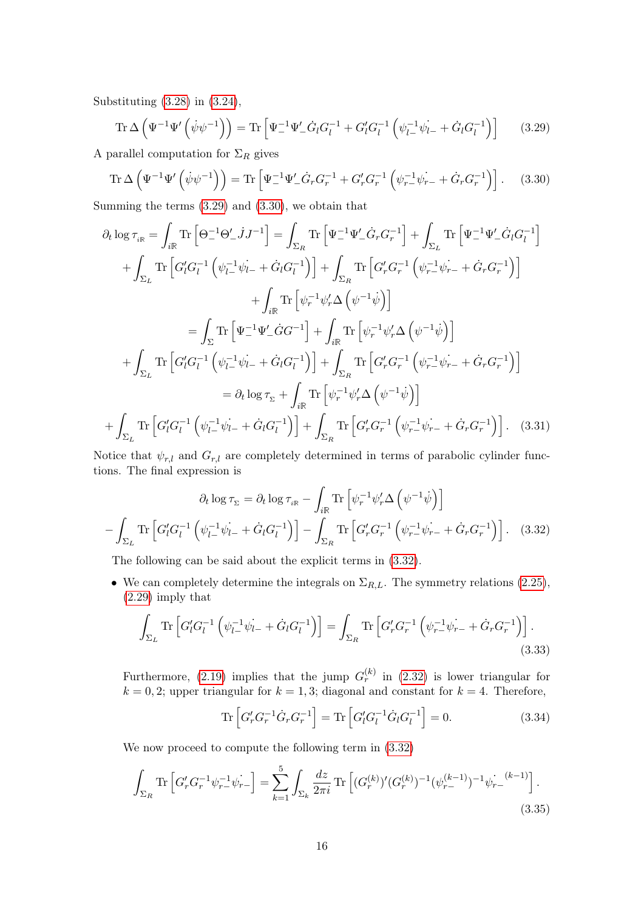Substituting (3.28) in (3.24),

$$\operatorname{Tr}\Delta\left(\Psi^{-1}\Psi'\left(\dot{\psi}\psi^{-1}\right)\right) = \operatorname{Tr}\left[\Psi_-^{-1}\Psi_-'\dot{G}_lG_l^{-1} + G_l'G_l^{-1}\left(\psi_{l-}^{-1}\dot{\psi_{l-}} + \dot{G}_lG_l^{-1}\right)\right] \tag{3.29}$$

A parallel computation for $\Sigma_R$ gives

$$\operatorname{Tr}\Delta\left(\Psi^{-1}\Psi'\left(\dot{\psi}\psi^{-1}\right)\right) = \operatorname{Tr}\left[\Psi_-^{-1}\Psi_-'\dot{G}_rG_r^{-1} + G_r'G_r^{-1}\left(\psi_{r-}^{-1}\dot{\psi_{r-}} + \dot{G}_rG_r^{-1}\right)\right]. \tag{3.30}$$

Summing the terms (3.29) and (3.30), we obtain that

$$\begin{aligned}
\partial_t \log\tau_{i\mathbb{R}} = \int_{i\mathbb{R}} \operatorname{Tr}\left[\Theta_-^{-1}\Theta_-'\dot{J}J^{-1}\right] &= \int_{\Sigma_R}\operatorname{Tr}\left[\Psi_-^{-1}\Psi_-'\dot{G}_rG_r^{-1}\right] + \int_{\Sigma_L}\operatorname{Tr}\left[\Psi_-^{-1}\Psi_-'\dot{G}_lG_l^{-1}\right] \\
+\int_{\Sigma_L}\operatorname{Tr}\left[G_l'G_l^{-1}\left(\psi_{l-}^{-1}\dot{\psi_{l-}} + \dot{G}_lG_l^{-1}\right)\right] &+ \int_{\Sigma_R}\operatorname{Tr}\left[G_r'G_r^{-1}\left(\psi_{r-}^{-1}\dot{\psi_{r-}} + \dot{G}_rG_r^{-1}\right)\right] \\
&+ \int_{i\mathbb{R}}\operatorname{Tr}\left[\psi_r^{-1}\psi_r'\Delta\left(\psi^{-1}\dot{\psi}\right)\right] \\
&= \int_{\Sigma}\operatorname{Tr}\left[\Psi_-^{-1}\Psi_-'\dot{G}G^{-1}\right] + \int_{i\mathbb{R}}\operatorname{Tr}\left[\psi_r^{-1}\psi_r'\Delta\left(\psi^{-1}\dot{\psi}\right)\right] \\
+\int_{\Sigma_L}\operatorname{Tr}\left[G_l'G_l^{-1}\left(\psi_{l-}^{-1}\dot{\psi_{l-}} + \dot{G}_lG_l^{-1}\right)\right] &+ \int_{\Sigma_R}\operatorname{Tr}\left[G_r'G_r^{-1}\left(\psi_{r-}^{-1}\dot{\psi_{r-}} + \dot{G}_rG_r^{-1}\right)\right] \\
&= \partial_t\log\tau_{\Sigma} + \int_{i\mathbb{R}}\operatorname{Tr}\left[\psi_r^{-1}\psi_r'\Delta\left(\psi^{-1}\dot{\psi}\right)\right] \\
+\int_{\Sigma_L}\operatorname{Tr}\left[G_l'G_l^{-1}\left(\psi_{l-}^{-1}\dot{\psi_{l-}} + \dot{G}_lG_l^{-1}\right)\right] &+ \int_{\Sigma_R}\operatorname{Tr}\left[G_r'G_r^{-1}\left(\psi_{r-}^{-1}\dot{\psi_{r-}} + \dot{G}_rG_r^{-1}\right)\right].
\end{aligned} \tag{3.31}$$

Notice that $\psi_{r,l}$ and $G_{r,l}$ are completely determined in terms of parabolic cylinder functions. The final expression is

$$\begin{aligned}
\partial_t\log\tau_{\Sigma} &= \partial_t\log\tau_{i\mathbb{R}} - \int_{i\mathbb{R}}\operatorname{Tr}\left[\psi_r^{-1}\psi_r'\Delta\left(\psi^{-1}\dot{\psi}\right)\right] \\
-\int_{\Sigma_L}\operatorname{Tr}\left[G_l'G_l^{-1}\left(\psi_{l-}^{-1}\dot{\psi_{l-}} + \dot{G}_lG_l^{-1}\right)\right] &- \int_{\Sigma_R}\operatorname{Tr}\left[G_r'G_r^{-1}\left(\psi_{r-}^{-1}\dot{\psi_{r-}} + \dot{G}_rG_r^{-1}\right)\right].
\end{aligned} \tag{3.32}$$

The following can be said about the explicit terms in (3.32).

- We can completely determine the integrals on $\Sigma_{R,L}$. The symmetry relations (2.25), (2.29) imply that

$$\int_{\Sigma_L}\operatorname{Tr}\left[G_l'G_l^{-1}\left(\psi_{l-}^{-1}\dot{\psi_{l-}} + \dot{G}_lG_l^{-1}\right)\right] = \int_{\Sigma_R}\operatorname{Tr}\left[G_r'G_r^{-1}\left(\psi_{r-}^{-1}\dot{\psi_{r-}} + \dot{G}_rG_r^{-1}\right)\right]. \tag{3.33}$$

  Furthermore, (2.19) implies that the jump $G_r^{(k)}$ in (2.32) is lower triangular for $k = 0, 2$; upper triangular for $k = 1, 3$; diagonal and constant for $k = 4$. Therefore,

$$\operatorname{Tr}\left[G_r'G_r^{-1}\dot{G}_rG_r^{-1}\right] = \operatorname{Tr}\left[G_l'G_l^{-1}\dot{G}_lG_l^{-1}\right] = 0. \tag{3.34}$$

  We now proceed to compute the following term in (3.32)

$$\int_{\Sigma_R}\operatorname{Tr}\left[G_r'G_r^{-1}\psi_{r-}^{-1}\dot{\psi_{r-}}\right] = \sum_{k=1}^{5}\int_{\Sigma_k}\frac{dz}{2\pi i}\operatorname{Tr}\left[(G_r^{(k)})'(G_r^{(k)})^{-1}(\psi_{r-}^{(k-1)})^{-1}\dot{\psi_{r-}}^{(k-1)}\right]. \tag{3.35}$$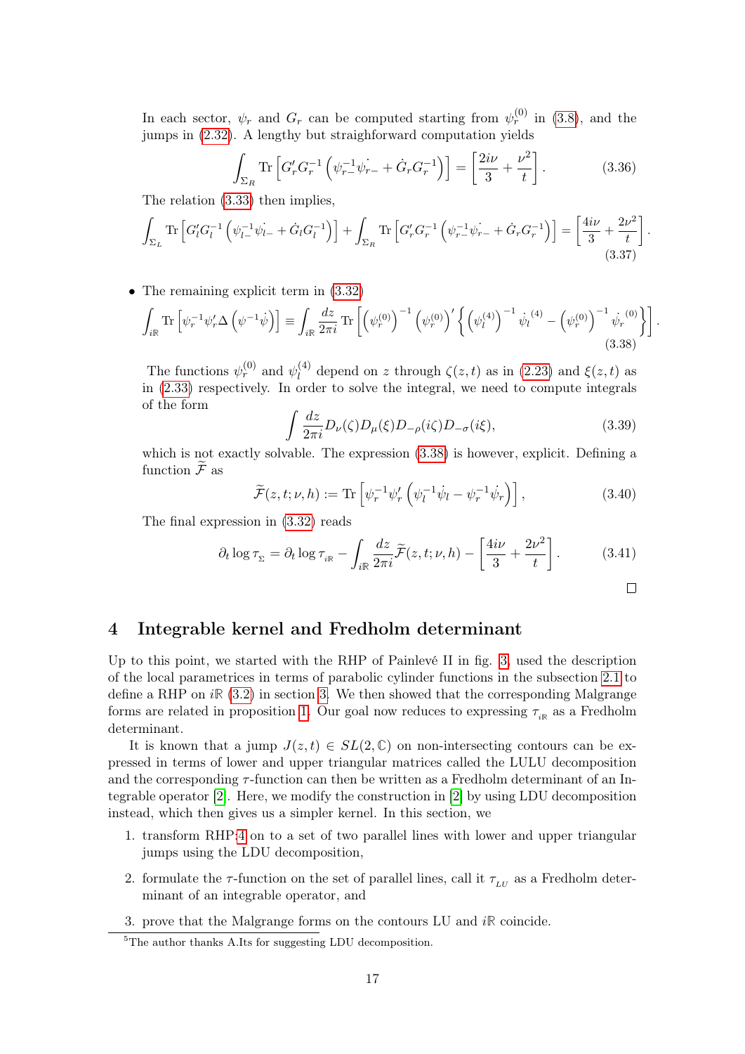In each sector, $\psi_r$ and $G_r$ can be computed starting from $\psi_r^{(0)}$ in (3.8), and the jumps in (2.32). A lengthy but straightforward computation yields

$$\int_{\Sigma_R} \operatorname{Tr}\left[G_r' G_r^{-1}\left(\psi_{r-}^{-1}\dot{\psi_{r-}} + \dot{G}_r G_r^{-1}\right)\right] = \left[\frac{2i\nu}{3} + \frac{\nu^2}{t}\right]. \tag{3.36}$$

The relation (3.33) then implies,

$$\int_{\Sigma_L} \operatorname{Tr}\left[G_l' G_l^{-1}\left(\psi_{l-}^{-1}\dot{\psi_{l-}} + \dot{G}_l G_l^{-1}\right)\right] + \int_{\Sigma_R} \operatorname{Tr}\left[G_r' G_r^{-1}\left(\psi_{r-}^{-1}\dot{\psi_{r-}} + \dot{G}_r G_r^{-1}\right)\right] = \left[\frac{4i\nu}{3} + \frac{2\nu^2}{t}\right]. \tag{3.37}$$

- The remaining explicit term in (3.32)

$$\int_{i\mathbb{R}} \operatorname{Tr}\left[\psi_r^{-1}\psi_r' \Delta\left(\psi^{-1}\dot{\psi}\right)\right] \equiv \int_{i\mathbb{R}} \frac{dz}{2\pi i} \operatorname{Tr}\left[\left(\psi_r^{(0)}\right)^{-1}\left(\psi_r^{(0)}\right)'\left\{\left(\psi_l^{(4)}\right)^{-1}\dot{\psi}_l^{(4)} - \left(\psi_r^{(0)}\right)^{-1}\dot{\psi}_r^{(0)}\right\}\right]. \tag{3.38}$$

The functions $\psi_r^{(0)}$ and $\psi_l^{(4)}$ depend on $z$ through $\zeta(z,t)$ as in (2.23) and $\xi(z,t)$ as in (2.33) respectively. In order to solve the integral, we need to compute integrals of the form

$$\int \frac{dz}{2\pi i} D_\nu(\zeta) D_\mu(\xi) D_{-\rho}(i\zeta) D_{-\sigma}(i\xi), \tag{3.39}$$

which is not exactly solvable. The expression (3.38) is however, explicit. Defining a function $\widetilde{\mathcal{F}}$ as

$$\widetilde{\mathcal{F}}(z,t;\nu,h) := \operatorname{Tr}\left[\psi_r^{-1}\psi_r'\left(\psi_l^{-1}\dot{\psi}_l - \psi_r^{-1}\dot{\psi}_r\right)\right], \tag{3.40}$$

The final expression in (3.32) reads

$$\partial_t \log \tau_{\Sigma} = \partial_t \log \tau_{i\mathbb{R}} - \int_{i\mathbb{R}} \frac{dz}{2\pi i}\widetilde{\mathcal{F}}(z,t;\nu,h) - \left[\frac{4i\nu}{3} + \frac{2\nu^2}{t}\right]. \tag{3.41}$$

□

# 4 Integrable kernel and Fredholm determinant

Up to this point, we started with the RHP of Painlevé II in fig. 3, used the description of the local parametrices in terms of parabolic cylinder functions in the subsection 2.1 to define a RHP on $i\mathbb{R}$ (3.2) in section 3. We then showed that the corresponding Malgrange forms are related in proposition 1. Our goal now reduces to expressing $\tau_{i\mathbb{R}}$ as a Fredholm determinant.

It is known that a jump $J(z,t) \in SL(2,\mathbb{C})$ on non-intersecting contours can be expressed in terms of lower and upper triangular matrices called the LULU decomposition and the corresponding $\tau$-function can then be written as a Fredholm determinant of an Integrable operator [2]. Here, we modify the construction in [2] by using LDU decomposition instead, which then gives us a simpler kernel. In this section, we

1. transform RHP;4 on to a set of two parallel lines with lower and upper triangular jumps using the LDU decomposition,
2. formulate the $\tau$-function on the set of parallel lines, call it $\tau_{LU}$ as a Fredholm determinant of an integrable operator, and
3. prove that the Malgrange forms on the contours LU and $i\mathbb{R}$ coincide.

[5]The author thanks A.Its for suggesting LDU decomposition.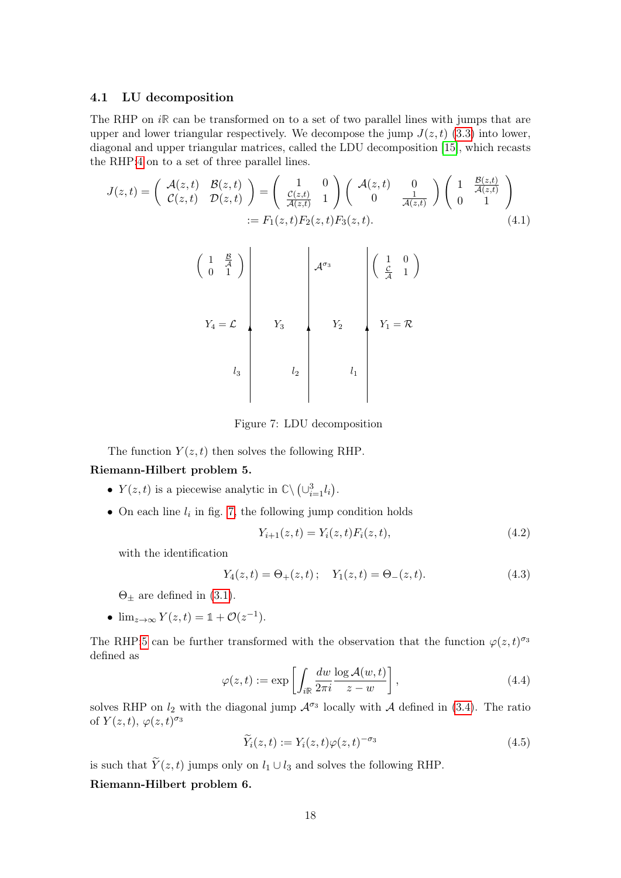### 4.1 LU decomposition

The RHP on $i\mathbb{R}$ can be transformed on to a set of two parallel lines with jumps that are upper and lower triangular respectively. We decompose the jump $J(z,t)$ (3.3) into lower, diagonal and upper triangular matrices, called the LDU decomposition [15], which recasts the RHP 4 on to a set of three parallel lines.

$$
J(z,t) = \begin{pmatrix} \mathcal{A}(z,t) & \mathcal{B}(z,t) \\ \mathcal{C}(z,t) & \mathcal{D}(z,t) \end{pmatrix} = \begin{pmatrix} 1 & 0 \\ \frac{\mathcal{C}(z,t)}{\mathcal{A}(z,t)} & 1 \end{pmatrix} \begin{pmatrix} \mathcal{A}(z,t) & 0 \\ 0 & \frac{1}{\mathcal{A}(z,t)} \end{pmatrix} \begin{pmatrix} 1 & \frac{\mathcal{B}(z,t)}{\mathcal{A}(z,t)} \\ 0 & 1 \end{pmatrix}
$$
$$
:= F_1(z,t)F_2(z,t)F_3(z,t). \tag{4.1}
$$

Figure 7: LDU decomposition

The function $Y(z,t)$ then solves the following RHP.

**Riemann-Hilbert problem 5.**

- $Y(z,t)$ is a piecewise analytic in $\mathbb{C}\backslash\left(\cup_{i=1}^{3} l_i\right)$.
- On each line $l_i$ in fig. 7, the following jump condition holds
$$
Y_{i+1}(z,t) = Y_i(z,t)F_i(z,t), \tag{4.2}
$$
with the identification
$$
Y_4(z,t) = \Theta_+(z,t)\,; \quad Y_1(z,t) = \Theta_-(z,t). \tag{4.3}
$$
$\Theta_\pm$ are defined in (3.1).
- $\lim_{z\to\infty} Y(z,t) = \mathbb{1} + \mathcal{O}(z^{-1})$.

The RHP 5 can be further transformed with the observation that the function $\varphi(z,t)^{\sigma_3}$ defined as

$$
\varphi(z,t) := \exp\left[\int_{i\mathbb{R}} \frac{dw}{2\pi i} \frac{\log \mathcal{A}(w,t)}{z-w}\right], \tag{4.4}
$$

solves RHP on $l_2$ with the diagonal jump $\mathcal{A}^{\sigma_3}$ locally with $\mathcal{A}$ defined in (3.4). The ratio of $Y(z,t)$, $\varphi(z,t)^{\sigma_3}$

$$
\widetilde{Y}_i(z,t) := Y_i(z,t)\varphi(z,t)^{-\sigma_3} \tag{4.5}
$$

is such that $\widetilde{Y}(z,t)$ jumps only on $l_1 \cup l_3$ and solves the following RHP.

**Riemann-Hilbert problem 6.**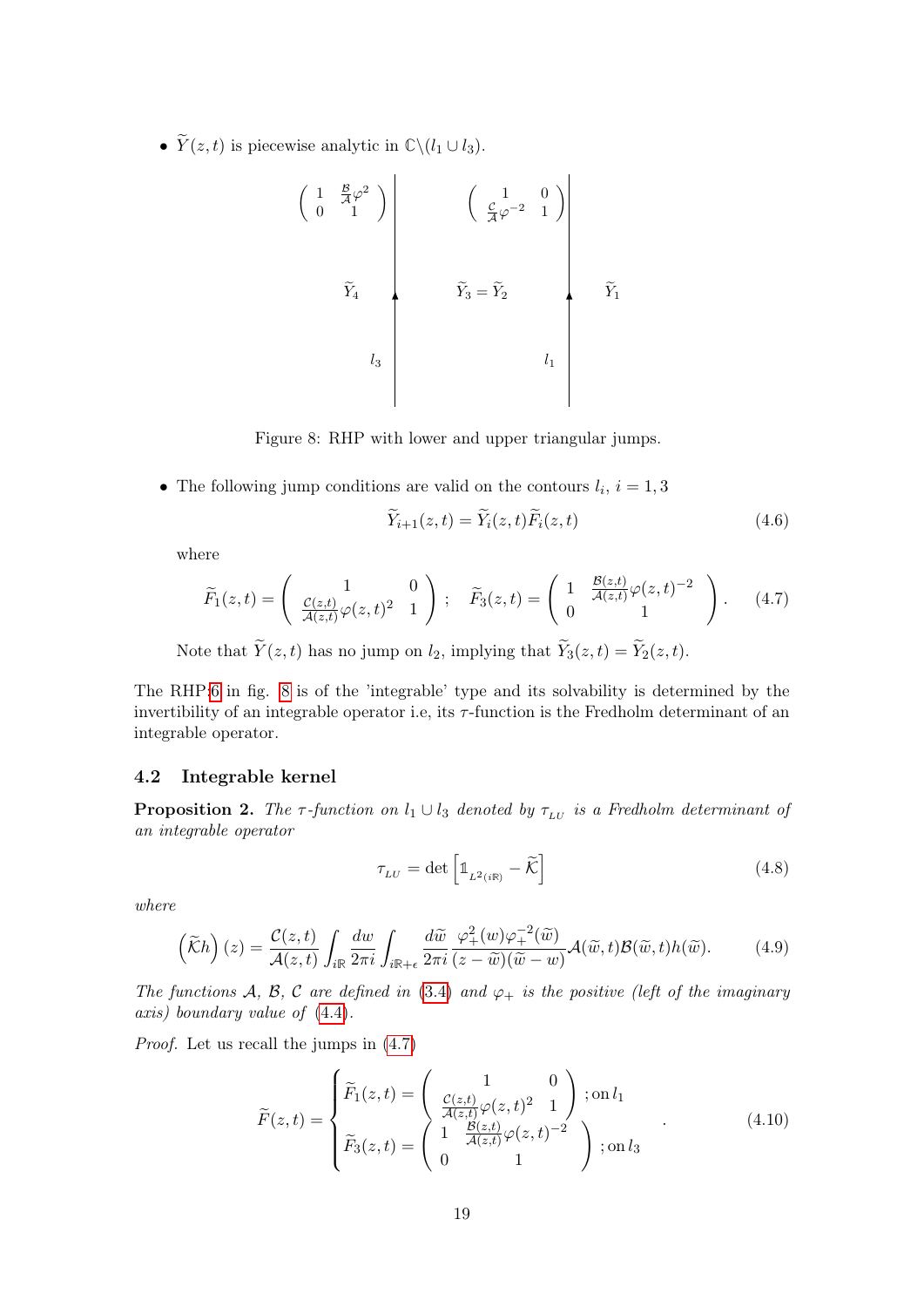- $\widetilde{Y}(z,t)$ is piecewise analytic in $\mathbb{C}\backslash(l_1 \cup l_3)$.

Figure 8: RHP with lower and upper triangular jumps.

- The following jump conditions are valid on the contours $l_i$, $i = 1, 3$

$$\widetilde{Y}_{i+1}(z,t) = \widetilde{Y}_i(z,t)\widetilde{F}_i(z,t) \tag{4.6}$$

where

$$\widetilde{F}_1(z,t) = \begin{pmatrix} 1 & 0 \\ \frac{\mathcal{C}(z,t)}{\mathcal{A}(z,t)}\varphi(z,t)^2 & 1 \end{pmatrix} \ ; \quad \widetilde{F}_3(z,t) = \begin{pmatrix} 1 & \frac{\mathcal{B}(z,t)}{\mathcal{A}(z,t)}\varphi(z,t)^{-2} \\ 0 & 1 \end{pmatrix}. \tag{4.7}$$

Note that $\widetilde{Y}(z,t)$ has no jump on $l_2$, implying that $\widetilde{Y}_3(z,t) = \widetilde{Y}_2(z,t)$.

The RHP:6 in fig. 8 is of the 'integrable' type and its solvability is determined by the invertibility of an integrable operator i.e, its $\tau$-function is the Fredholm determinant of an integrable operator.

### 4.2 Integrable kernel

**Proposition 2.** *The $\tau$-function on $l_1 \cup l_3$ denoted by $\tau_{LU}$ is a Fredholm determinant of an integrable operator*

$$\tau_{LU} = \det\left[\mathbb{1}_{L^2(i\mathbb{R})} - \widetilde{\mathcal{K}}\right] \tag{4.8}$$

*where*

$$\left(\widetilde{\mathcal{K}}h\right)(z) = \frac{\mathcal{C}(z,t)}{\mathcal{A}(z,t)}\int_{i\mathbb{R}}\frac{dw}{2\pi i}\int_{i\mathbb{R}+\epsilon}\frac{d\widetilde{w}}{2\pi i}\frac{\varphi_+^2(w)\varphi_+^{-2}(\widetilde{w})}{(z-\widetilde{w})(\widetilde{w}-w)}\mathcal{A}(\widetilde{w},t)\mathcal{B}(\widetilde{w},t)h(\widetilde{w}). \tag{4.9}$$

*The functions $\mathcal{A}$, $\mathcal{B}$, $\mathcal{C}$ are defined in (3.4) and $\varphi_+$ is the positive (left of the imaginary axis) boundary value of (4.4).*

*Proof.* Let us recall the jumps in (4.7)

$$\widetilde{F}(z,t) = \begin{cases} \widetilde{F}_1(z,t) = \begin{pmatrix} 1 & 0 \\ \frac{\mathcal{C}(z,t)}{\mathcal{A}(z,t)}\varphi(z,t)^2 & 1 \end{pmatrix} ; \text{on } l_1 \\ \widetilde{F}_3(z,t) = \begin{pmatrix} 1 & \frac{\mathcal{B}(z,t)}{\mathcal{A}(z,t)}\varphi(z,t)^{-2} \\ 0 & 1 \end{pmatrix} ; \text{on } l_3 \end{cases}. \tag{4.10}$$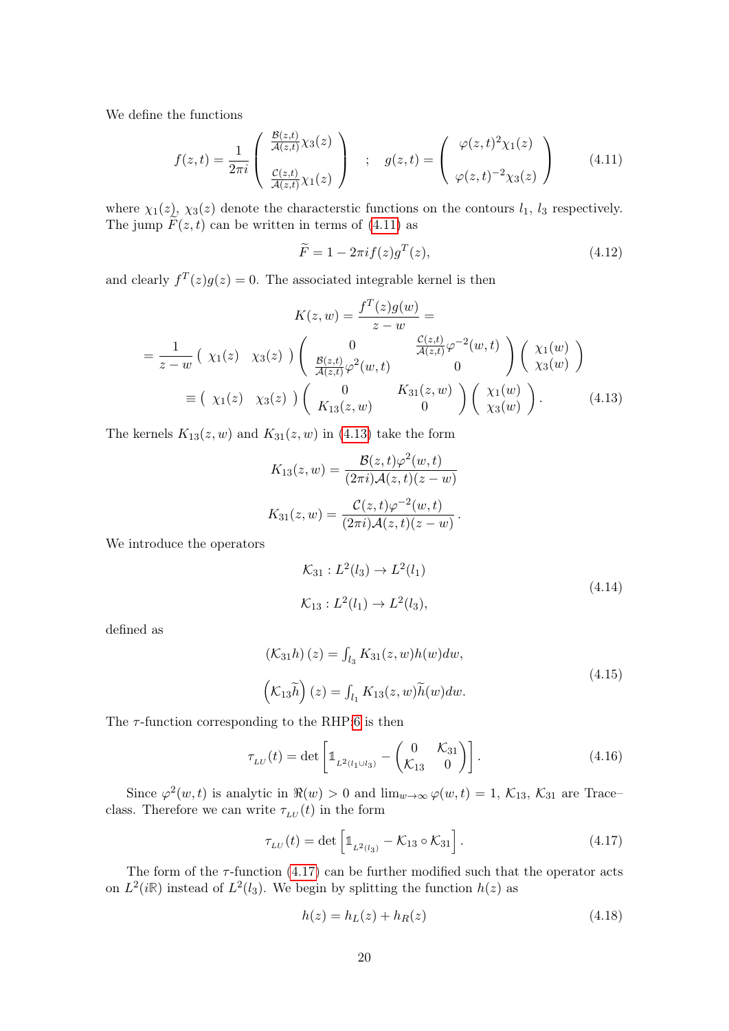We define the functions

$$f(z,t) = \frac{1}{2\pi i} \begin{pmatrix} \frac{\mathcal{B}(z,t)}{\mathcal{A}(z,t)}\chi_3(z) \\ \\ \frac{\mathcal{C}(z,t)}{\mathcal{A}(z,t)}\chi_1(z) \end{pmatrix} \quad ; \quad g(z,t) = \begin{pmatrix} \varphi(z,t)^2\chi_1(z) \\ \\ \varphi(z,t)^{-2}\chi_3(z) \end{pmatrix} \tag{4.11}$$

where $\chi_1(z)$, $\chi_3(z)$ denote the characterstic functions on the contours $l_1$, $l_3$ respectively. The jump $\widetilde{F}(z,t)$ can be written in terms of (4.11) as

$$\widetilde{F} = 1 - 2\pi i f(z) g^T(z), \tag{4.12}$$

and clearly $f^T(z)g(z) = 0$. The associated integrable kernel is then

$$K(z,w) = \frac{f^T(z)g(w)}{z-w} =$$

$$= \frac{1}{z-w} \begin{pmatrix} \chi_1(z) & \chi_3(z) \end{pmatrix} \begin{pmatrix} 0 & \frac{\mathcal{C}(z,t)}{\mathcal{A}(z,t)}\varphi^{-2}(w,t) \\ \frac{\mathcal{B}(z,t)}{\mathcal{A}(z,t)}\varphi^2(w,t) & 0 \end{pmatrix} \begin{pmatrix} \chi_1(w) \\ \chi_3(w) \end{pmatrix}$$

$$\equiv \begin{pmatrix} \chi_1(z) & \chi_3(z) \end{pmatrix} \begin{pmatrix} 0 & K_{31}(z,w) \\ K_{13}(z,w) & 0 \end{pmatrix} \begin{pmatrix} \chi_1(w) \\ \chi_3(w) \end{pmatrix}. \tag{4.13}$$

The kernels $K_{13}(z,w)$ and $K_{31}(z,w)$ in (4.13) take the form

$$K_{13}(z,w) = \frac{\mathcal{B}(z,t)\varphi^2(w,t)}{(2\pi i)\mathcal{A}(z,t)(z-w)}$$

$$K_{31}(z,w) = \frac{\mathcal{C}(z,t)\varphi^{-2}(w,t)}{(2\pi i)\mathcal{A}(z,t)(z-w)}.$$

We introduce the operators

$$\begin{aligned} \mathcal{K}_{31} &: L^2(l_3) \to L^2(l_1) \\ \mathcal{K}_{13} &: L^2(l_1) \to L^2(l_3), \end{aligned} \tag{4.14}$$

defined as

$$\begin{aligned} \left(\mathcal{K}_{31} h\right)(z) &= \int_{l_3} K_{31}(z,w) h(w) dw, \\ \left(\mathcal{K}_{13} \widetilde{h}\right)(z) &= \int_{l_1} K_{13}(z,w) \widetilde{h}(w) dw. \end{aligned} \tag{4.15}$$

The $\tau$-function corresponding to the RHP 6 is then

$$\tau_{LU}(t) = \det\left[\mathbb{1}_{L^2(l_1 \cup l_3)} - \begin{pmatrix} 0 & \mathcal{K}_{31} \\ \mathcal{K}_{13} & 0 \end{pmatrix}\right]. \tag{4.16}$$

Since $\varphi^2(w,t)$ is analytic in $\Re(w) > 0$ and $\lim_{w\to\infty}\varphi(w,t) = 1$, $\mathcal{K}_{13}$, $\mathcal{K}_{31}$ are Trace–class. Therefore we can write $\tau_{LU}(t)$ in the form

$$\tau_{LU}(t) = \det\left[\mathbb{1}_{L^2(l_3)} - \mathcal{K}_{13} \circ \mathcal{K}_{31}\right]. \tag{4.17}$$

The form of the $\tau$-function (4.17) can be further modified such that the operator acts on $L^2(i\mathbb{R})$ instead of $L^2(l_3)$. We begin by splitting the function $h(z)$ as

$$h(z) = h_L(z) + h_R(z) \tag{4.18}$$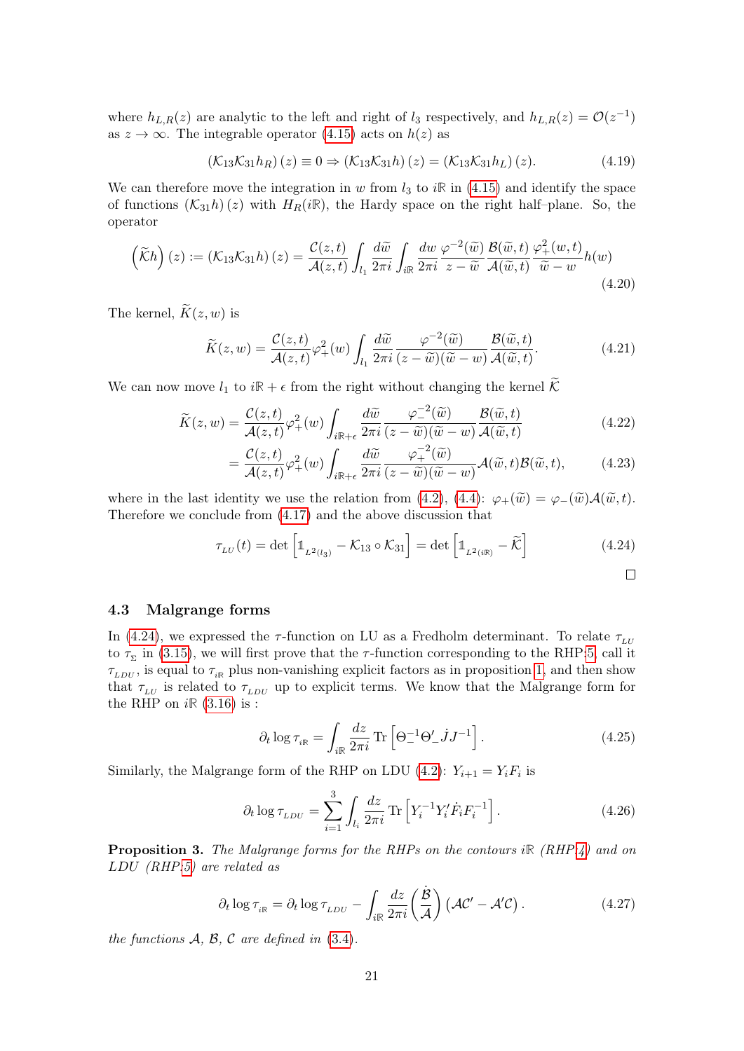where $h_{L,R}(z)$ are analytic to the left and right of $l_3$ respectively, and $h_{L,R}(z) = \mathcal{O}(z^{-1})$ as $z \to \infty$. The integrable operator (4.15) acts on $h(z)$ as

$$(\mathcal{K}_{13}\mathcal{K}_{31}h_R)(z) \equiv 0 \Rightarrow (\mathcal{K}_{13}\mathcal{K}_{31}h)(z) = (\mathcal{K}_{13}\mathcal{K}_{31}h_L)(z). \tag{4.19}$$

We can therefore move the integration in $w$ from $l_3$ to $i\mathbb{R}$ in (4.15) and identify the space of functions $(\mathcal{K}_{31}h)(z)$ with $H_R(i\mathbb{R})$, the Hardy space on the right half–plane. So, the operator

$$\left(\widetilde{\mathcal{K}}h\right)(z) := (\mathcal{K}_{13}\mathcal{K}_{31}h)(z) = \frac{\mathcal{C}(z,t)}{\mathcal{A}(z,t)} \int_{l_1} \frac{d\widetilde{w}}{2\pi i} \int_{i\mathbb{R}} \frac{dw}{2\pi i} \frac{\varphi^{-2}(\widetilde{w})}{z-\widetilde{w}} \frac{\mathcal{B}(\widetilde{w},t)}{\mathcal{A}(\widetilde{w},t)} \frac{\varphi_+^2(w,t)}{\widetilde{w}-w} h(w) \tag{4.20}$$

The kernel, $\widetilde{K}(z,w)$ is

$$\widetilde{K}(z,w) = \frac{\mathcal{C}(z,t)}{\mathcal{A}(z,t)} \varphi_+^2(w) \int_{l_1} \frac{d\widetilde{w}}{2\pi i} \frac{\varphi^{-2}(\widetilde{w})}{(z-\widetilde{w})(\widetilde{w}-w)} \frac{\mathcal{B}(\widetilde{w},t)}{\mathcal{A}(\widetilde{w},t)}. \tag{4.21}$$

We can now move $l_1$ to $i\mathbb{R}+\epsilon$ from the right without changing the kernel $\widetilde{\mathcal{K}}$

$$\widetilde{K}(z,w) = \frac{\mathcal{C}(z,t)}{\mathcal{A}(z,t)} \varphi_+^2(w) \int_{i\mathbb{R}+\epsilon} \frac{d\widetilde{w}}{2\pi i} \frac{\varphi_-^{-2}(\widetilde{w})}{(z-\widetilde{w})(\widetilde{w}-w)} \frac{\mathcal{B}(\widetilde{w},t)}{\mathcal{A}(\widetilde{w},t)} \tag{4.22}$$

$$= \frac{\mathcal{C}(z,t)}{\mathcal{A}(z,t)} \varphi_+^2(w) \int_{i\mathbb{R}+\epsilon} \frac{d\widetilde{w}}{2\pi i} \frac{\varphi_+^{-2}(\widetilde{w})}{(z-\widetilde{w})(\widetilde{w}-w)} \mathcal{A}(\widetilde{w},t)\mathcal{B}(\widetilde{w},t), \tag{4.23}$$

where in the last identity we use the relation from (4.2), (4.4): $\varphi_+(\widetilde{w}) = \varphi_-(\widetilde{w})\mathcal{A}(\widetilde{w},t)$. Therefore we conclude from (4.17) and the above discussion that

$$\tau_{LU}(t) = \det\left[\mathbb{1}_{L^2(l_3)} - \mathcal{K}_{13} \circ \mathcal{K}_{31}\right] = \det\left[\mathbb{1}_{L^2(i\mathbb{R})} - \widetilde{\mathcal{K}}\right] \tag{4.24}$$

□

### 4.3 Malgrange forms

In (4.24), we expressed the $\tau$-function on LU as a Fredholm determinant. To relate $\tau_{LU}$ to $\tau_\Sigma$ in (3.15), we will first prove that the $\tau$-function corresponding to the RHP 5, call it $\tau_{LDU}$, is equal to $\tau_{i\mathbb{R}}$ plus non-vanishing explicit factors as in proposition 1, and then show that $\tau_{LU}$ is related to $\tau_{LDU}$ up to explicit terms. We know that the Malgrange form for the RHP on $i\mathbb{R}$ (3.16) is :

$$\partial_t \log \tau_{i\mathbb{R}} = \int_{i\mathbb{R}} \frac{dz}{2\pi i} \operatorname{Tr}\left[\Theta_-^{-1}\Theta_-' \dot{J} J^{-1}\right]. \tag{4.25}$$

Similarly, the Malgrange form of the RHP on LDU (4.2): $Y_{i+1} = Y_i F_i$ is

$$\partial_t \log \tau_{LDU} = \sum_{i=1}^{3} \int_{l_i} \frac{dz}{2\pi i} \operatorname{Tr}\left[Y_i^{-1} Y_i' \dot{F}_i F_i^{-1}\right]. \tag{4.26}$$

**Proposition 3.** *The Malgrange forms for the RHPs on the contours $i\mathbb{R}$ (RHP 4) and on LDU (RHP 5) are related as*

$$\partial_t \log \tau_{i\mathbb{R}} = \partial_t \log \tau_{LDU} - \int_{i\mathbb{R}} \frac{dz}{2\pi i} \left(\frac{\dot{\mathcal{B}}}{\mathcal{A}}\right) (\mathcal{A}\mathcal{C}' - \mathcal{A}'\mathcal{C}). \tag{4.27}$$

*the functions $\mathcal{A}$, $\mathcal{B}$, $\mathcal{C}$ are defined in (3.4).*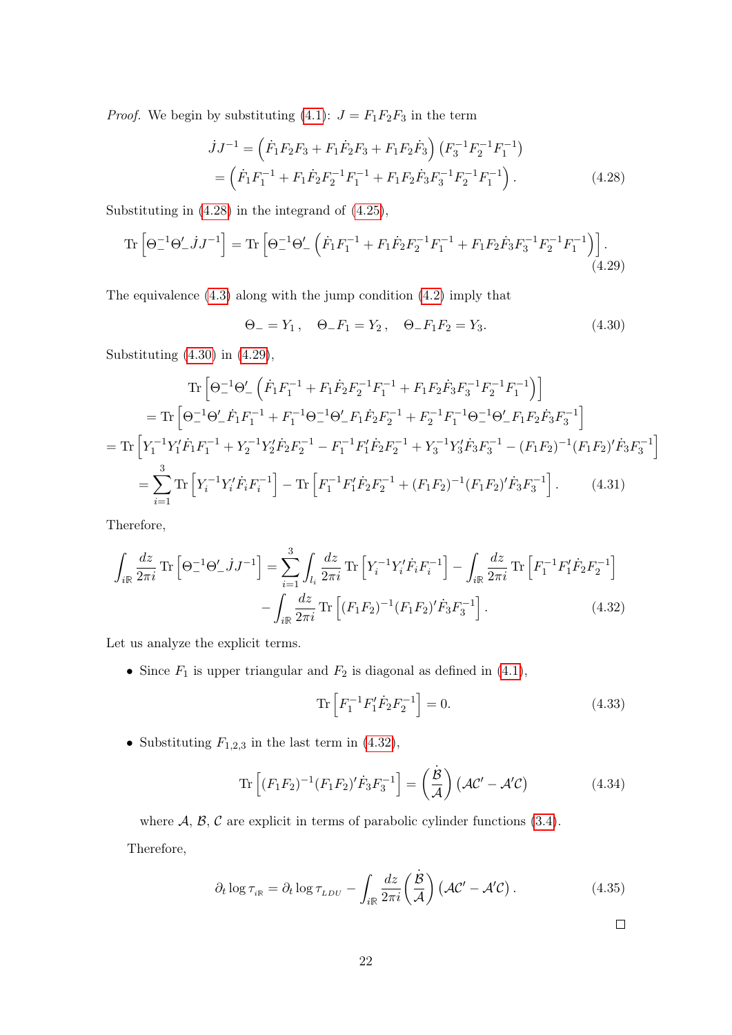*Proof.* We begin by substituting (4.1): $J = F_1 F_2 F_3$ in the term

$$\begin{aligned}
\dot{J}J^{-1} &= \left(\dot{F}_1 F_2 F_3 + F_1 \dot{F}_2 F_3 + F_1 F_2 \dot{F}_3\right)\left(F_3^{-1}F_2^{-1}F_1^{-1}\right) \\
&= \left(\dot{F}_1 F_1^{-1} + F_1 \dot{F}_2 F_2^{-1} F_1^{-1} + F_1 F_2 \dot{F}_3 F_3^{-1} F_2^{-1} F_1^{-1}\right).
\end{aligned} \tag{4.28}$$

Substituting in (4.28) in the integrand of (4.25),

$$\operatorname{Tr}\left[\Theta_-^{-1}\Theta_-' \dot{J}J^{-1}\right] = \operatorname{Tr}\left[\Theta_-^{-1}\Theta_-' \left(\dot{F}_1 F_1^{-1} + F_1 \dot{F}_2 F_2^{-1} F_1^{-1} + F_1 F_2 \dot{F}_3 F_3^{-1} F_2^{-1} F_1^{-1}\right)\right]. \tag{4.29}$$

The equivalence (4.3) along with the jump condition (4.2) imply that

$$\Theta_- = Y_1\,, \quad \Theta_- F_1 = Y_2\,, \quad \Theta_- F_1 F_2 = Y_3. \tag{4.30}$$

Substituting (4.30) in (4.29),

$$\begin{aligned}
&\operatorname{Tr}\left[\Theta_-^{-1}\Theta_-' \left(\dot{F}_1 F_1^{-1} + F_1 \dot{F}_2 F_2^{-1} F_1^{-1} + F_1 F_2 \dot{F}_3 F_3^{-1} F_2^{-1} F_1^{-1}\right)\right] \\
&= \operatorname{Tr}\left[\Theta_-^{-1}\Theta_-' \dot{F}_1 F_1^{-1} + F_1^{-1}\Theta_-^{-1}\Theta_-' F_1 \dot{F}_2 F_2^{-1} + F_2^{-1}F_1^{-1}\Theta_-^{-1}\Theta_-' F_1 F_2 \dot{F}_3 F_3^{-1}\right] \\
&= \operatorname{Tr}\left[Y_1^{-1}Y_1' \dot{F}_1 F_1^{-1} + Y_2^{-1}Y_2' \dot{F}_2 F_2^{-1} - F_1^{-1}F_1' \dot{F}_2 F_2^{-1} + Y_3^{-1}Y_3' \dot{F}_3 F_3^{-1} - (F_1F_2)^{-1}(F_1F_2)' \dot{F}_3 F_3^{-1}\right] \\
&= \sum_{i=1}^{3} \operatorname{Tr}\left[Y_i^{-1}Y_i' \dot{F}_i F_i^{-1}\right] - \operatorname{Tr}\left[F_1^{-1}F_1' \dot{F}_2 F_2^{-1} + (F_1F_2)^{-1}(F_1F_2)' \dot{F}_3 F_3^{-1}\right].
\end{aligned} \tag{4.31}$$

Therefore,

$$\begin{aligned}
\int_{i\mathbb{R}} \frac{dz}{2\pi i} \operatorname{Tr}\left[\Theta_-^{-1}\Theta_-' \dot{J}J^{-1}\right] &= \sum_{i=1}^{3} \int_{l_i} \frac{dz}{2\pi i} \operatorname{Tr}\left[Y_i^{-1}Y_i' \dot{F}_i F_i^{-1}\right] - \int_{i\mathbb{R}} \frac{dz}{2\pi i} \operatorname{Tr}\left[F_1^{-1}F_1' \dot{F}_2 F_2^{-1}\right] \\
&\quad - \int_{i\mathbb{R}} \frac{dz}{2\pi i} \operatorname{Tr}\left[(F_1F_2)^{-1}(F_1F_2)' \dot{F}_3 F_3^{-1}\right].
\end{aligned} \tag{4.32}$$

Let us analyze the explicit terms.

- Since $F_1$ is upper triangular and $F_2$ is diagonal as defined in (4.1),

$$\operatorname{Tr}\left[F_1^{-1}F_1' \dot{F}_2 F_2^{-1}\right] = 0. \tag{4.33}$$

- Substituting $F_{1,2,3}$ in the last term in (4.32),

$$\operatorname{Tr}\left[(F_1F_2)^{-1}(F_1F_2)' \dot{F}_3 F_3^{-1}\right] = \left(\frac{\dot{\mathcal{B}}}{\mathcal{A}}\right)\left(\mathcal{A}\mathcal{C}' - \mathcal{A}'\mathcal{C}\right) \tag{4.34}$$

  where $\mathcal{A}$, $\mathcal{B}$, $\mathcal{C}$ are explicit in terms of parabolic cylinder functions (3.4).

Therefore,

$$\partial_t \log \tau_{i\mathbb{R}} = \partial_t \log \tau_{LDU} - \int_{i\mathbb{R}} \frac{dz}{2\pi i} \left(\frac{\dot{\mathcal{B}}}{\mathcal{A}}\right)\left(\mathcal{A}\mathcal{C}' - \mathcal{A}'\mathcal{C}\right). \tag{4.35}$$

$\square$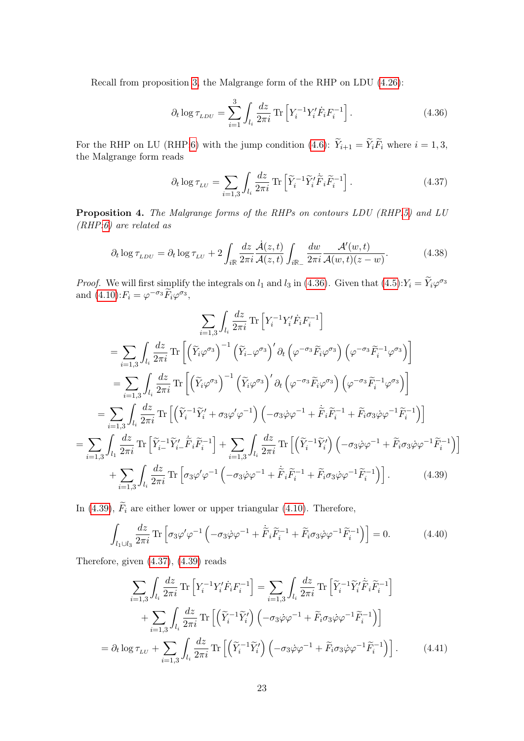Recall from proposition 3, the Malgrange form of the RHP on LDU (4.26):

$$\partial_t \log \tau_{_{LDU}} = \sum_{i=1}^{3} \int_{l_i} \frac{dz}{2\pi i} \operatorname{Tr}\left[ Y_i^{-1} Y_i' \dot{F}_i F_i^{-1} \right]. \tag{4.36}$$

For the RHP on LU (RHP 6) with the jump condition (4.6): $\widetilde{Y}_{i+1} = \widetilde{Y}_i \widetilde{F}_i$ where $i = 1, 3$, the Malgrange form reads

$$\partial_t \log \tau_{_{LU}} = \sum_{i=1,3} \int_{l_i} \frac{dz}{2\pi i} \operatorname{Tr}\left[ \widetilde{Y}_i^{-1} \widetilde{Y}_i' \dot{\widetilde{F}}_i \widetilde{F}_i^{-1} \right]. \tag{4.37}$$

**Proposition 4.** *The Malgrange forms of the RHPs on contours LDU (RHP 5) and LU (RHP 6) are related as*

$$\partial_t \log \tau_{_{LDU}} = \partial_t \log \tau_{_{LU}} + 2 \int_{i\mathbb{R}} \frac{dz}{2\pi i} \frac{\dot{\mathcal{A}}(z,t)}{\mathcal{A}(z,t)} \int_{i\mathbb{R}_-} \frac{dw}{2\pi i} \frac{\mathcal{A}'(w,t)}{\mathcal{A}(w,t)(z-w)}. \tag{4.38}$$

*Proof.* We will first simplify the integrals on $l_1$ and $l_3$ in (4.36). Given that (4.5):$Y_i = \widetilde{Y}_i \varphi^{\sigma_3}$ and (4.10):$F_i = \varphi^{-\sigma_3} \widetilde{F}_i \varphi^{\sigma_3}$,

$$\begin{aligned}
&\sum_{i=1,3} \int_{l_i} \frac{dz}{2\pi i} \operatorname{Tr}\left[ Y_i^{-1} Y_i' \dot{F}_i F_i^{-1} \right] \\
&= \sum_{i=1,3} \int_{l_i} \frac{dz}{2\pi i} \operatorname{Tr}\left[ \left(\widetilde{Y}_i \varphi^{\sigma_3}\right)^{-1} \left(\widetilde{Y}_{i-} \varphi^{\sigma_3}\right)' \partial_t \left(\varphi^{-\sigma_3} \widetilde{F}_i \varphi^{\sigma_3}\right) \left(\varphi^{-\sigma_3} \widetilde{F}_i^{-1} \varphi^{\sigma_3}\right) \right] \\
&= \sum_{i=1,3} \int_{l_i} \frac{dz}{2\pi i} \operatorname{Tr}\left[ \left(\widetilde{Y}_i \varphi^{\sigma_3}\right)^{-1} \left(\widetilde{Y}_i \varphi^{\sigma_3}\right)' \partial_t \left(\varphi^{-\sigma_3} \widetilde{F}_i \varphi^{\sigma_3}\right) \left(\varphi^{-\sigma_3} \widetilde{F}_i^{-1} \varphi^{\sigma_3}\right) \right] \\
&= \sum_{i=1,3} \int_{l_i} \frac{dz}{2\pi i} \operatorname{Tr}\left[ \left(\widetilde{Y}_i^{-1} \widetilde{Y}_i' + \sigma_3 \varphi' \varphi^{-1}\right) \left(-\sigma_3 \dot{\varphi} \varphi^{-1} + \dot{\widetilde{F}}_i \widetilde{F}_i^{-1} + \widetilde{F}_i \sigma_3 \dot{\varphi} \varphi^{-1} \widetilde{F}_i^{-1}\right) \right] \\
&= \sum_{i=1,3} \int_{l_1} \frac{dz}{2\pi i} \operatorname{Tr}\left[ \widetilde{Y}_{i-}^{-1} \widetilde{Y}_{i-}' \dot{\widetilde{F}}_i \widetilde{F}_i^{-1} \right] + \sum_{i=1,3} \int_{l_i} \frac{dz}{2\pi i} \operatorname{Tr}\left[ \left(\widetilde{Y}_i^{-1} \widetilde{Y}_i'\right) \left(-\sigma_3 \dot{\varphi} \varphi^{-1} + \widetilde{F}_i \sigma_3 \dot{\varphi} \varphi^{-1} \widetilde{F}_i^{-1}\right) \right] \\
&\quad + \sum_{i=1,3} \int_{l_i} \frac{dz}{2\pi i} \operatorname{Tr}\left[ \sigma_3 \varphi' \varphi^{-1} \left(-\sigma_3 \dot{\varphi} \varphi^{-1} + \dot{\widetilde{F}}_i \widetilde{F}_i^{-1} + \widetilde{F}_i \sigma_3 \dot{\varphi} \varphi^{-1} \widetilde{F}_i^{-1}\right) \right].
\end{aligned} \tag{4.39}$$

In (4.39), $\widetilde{F}_i$ are either lower or upper triangular (4.10). Therefore,

$$\int_{l_1 \cup l_3} \frac{dz}{2\pi i} \operatorname{Tr}\left[ \sigma_3 \varphi' \varphi^{-1} \left(-\sigma_3 \dot{\varphi} \varphi^{-1} + \dot{\widetilde{F}}_i \widetilde{F}_i^{-1} + \widetilde{F}_i \sigma_3 \dot{\varphi} \varphi^{-1} \widetilde{F}_i^{-1}\right) \right] = 0. \tag{4.40}$$

Therefore, given (4.37), (4.39) reads

$$\begin{aligned}
\sum_{i=1,3} \int_{l_i} \frac{dz}{2\pi i} \operatorname{Tr}\left[ Y_i^{-1} Y_i' \dot{F}_i F_i^{-1} \right] &= \sum_{i=1,3} \int_{l_i} \frac{dz}{2\pi i} \operatorname{Tr}\left[ \widetilde{Y}_i^{-1} \widetilde{Y}_i' \dot{\widetilde{F}}_i \widetilde{F}_i^{-1} \right] \\
&\quad + \sum_{i=1,3} \int_{l_i} \frac{dz}{2\pi i} \operatorname{Tr}\left[ \left(\widetilde{Y}_i^{-1} \widetilde{Y}_i'\right) \left(-\sigma_3 \dot{\varphi} \varphi^{-1} + \widetilde{F}_i \sigma_3 \dot{\varphi} \varphi^{-1} \widetilde{F}_i^{-1}\right) \right] \\
&= \partial_t \log \tau_{_{LU}} + \sum_{i=1,3} \int_{l_i} \frac{dz}{2\pi i} \operatorname{Tr}\left[ \left(\widetilde{Y}_i^{-1} \widetilde{Y}_i'\right) \left(-\sigma_3 \dot{\varphi} \varphi^{-1} + \widetilde{F}_i \sigma_3 \dot{\varphi} \varphi^{-1} \widetilde{F}_i^{-1}\right) \right].
\end{aligned} \tag{4.41}$$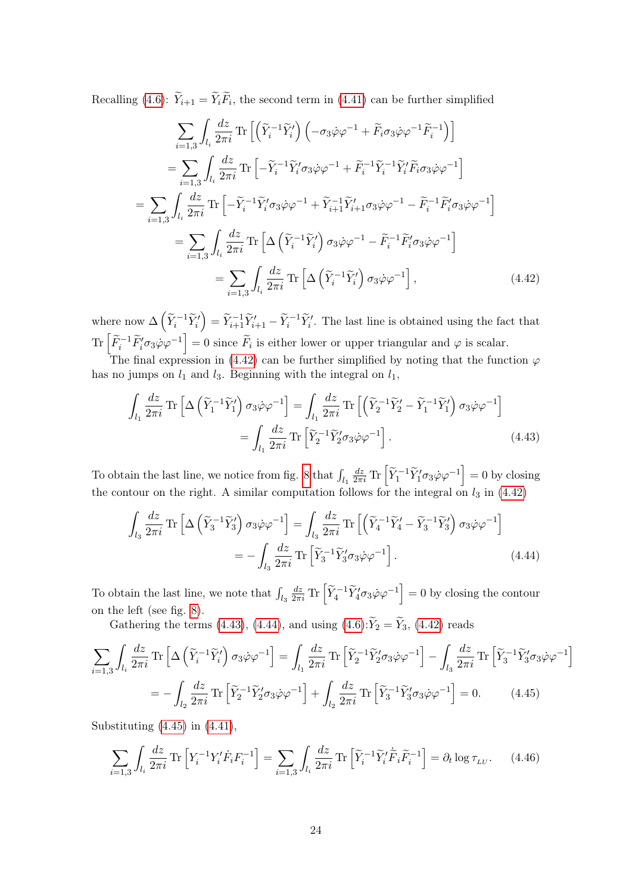Recalling (4.6): $\widetilde{Y}_{i+1} = \widetilde{Y}_i \widetilde{F}_i$, the second term in (4.41) can be further simplified

$$
\begin{aligned}
&\sum_{i=1,3} \int_{l_i} \frac{dz}{2\pi i} \operatorname{Tr}\left[\left(\widetilde{Y}_i^{-1}\widetilde{Y}_i'\right)\left(-\sigma_3\dot{\varphi}\varphi^{-1} + \widetilde{F}_i\sigma_3\dot{\varphi}\varphi^{-1}\widetilde{F}_i^{-1}\right)\right] \\
&= \sum_{i=1,3} \int_{l_i} \frac{dz}{2\pi i} \operatorname{Tr}\left[-\widetilde{Y}_i^{-1}\widetilde{Y}_i'\sigma_3\dot{\varphi}\varphi^{-1} + \widetilde{F}_i^{-1}\widetilde{Y}_i^{-1}\widetilde{Y}_i'\widetilde{F}_i\sigma_3\dot{\varphi}\varphi^{-1}\right] \\
&= \sum_{i=1,3} \int_{l_i} \frac{dz}{2\pi i} \operatorname{Tr}\left[-\widetilde{Y}_i^{-1}\widetilde{Y}_i'\sigma_3\dot{\varphi}\varphi^{-1} + \widetilde{Y}_{i+1}^{-1}\widetilde{Y}_{i+1}'\sigma_3\dot{\varphi}\varphi^{-1} - \widetilde{F}_i^{-1}\widetilde{F}_i'\sigma_3\dot{\varphi}\varphi^{-1}\right] \\
&= \sum_{i=1,3} \int_{l_i} \frac{dz}{2\pi i} \operatorname{Tr}\left[\Delta\left(\widetilde{Y}_i^{-1}\widetilde{Y}_i'\right)\sigma_3\dot{\varphi}\varphi^{-1} - \widetilde{F}_i^{-1}\widetilde{F}_i'\sigma_3\dot{\varphi}\varphi^{-1}\right] \\
&= \sum_{i=1,3} \int_{l_i} \frac{dz}{2\pi i} \operatorname{Tr}\left[\Delta\left(\widetilde{Y}_i^{-1}\widetilde{Y}_i'\right)\sigma_3\dot{\varphi}\varphi^{-1}\right],
\end{aligned}
\tag{4.42}
$$

where now $\Delta\left(\widetilde{Y}_i^{-1}\widetilde{Y}_i'\right) = \widetilde{Y}_{i+1}^{-1}\widetilde{Y}_{i+1}' - \widetilde{Y}_i^{-1}\widetilde{Y}_i'$. The last line is obtained using the fact that $\operatorname{Tr}\left[\widetilde{F}_i^{-1}\widetilde{F}_i'\sigma_3\dot{\varphi}\varphi^{-1}\right] = 0$ since $\widetilde{F}_i$ is either lower or upper triangular and $\varphi$ is scalar.

The final expression in (4.42) can be further simplified by noting that the function $\varphi$ has no jumps on $l_1$ and $l_3$. Beginning with the integral on $l_1$,

$$
\begin{aligned}
\int_{l_1} \frac{dz}{2\pi i} \operatorname{Tr}\left[\Delta\left(\widetilde{Y}_1^{-1}\widetilde{Y}_1'\right)\sigma_3\dot{\varphi}\varphi^{-1}\right] &= \int_{l_1} \frac{dz}{2\pi i} \operatorname{Tr}\left[\left(\widetilde{Y}_2^{-1}\widetilde{Y}_2' - \widetilde{Y}_1^{-1}\widetilde{Y}_1'\right)\sigma_3\dot{\varphi}\varphi^{-1}\right] \\
&= \int_{l_1} \frac{dz}{2\pi i} \operatorname{Tr}\left[\widetilde{Y}_2^{-1}\widetilde{Y}_2'\sigma_3\dot{\varphi}\varphi^{-1}\right].
\end{aligned}
\tag{4.43}
$$

To obtain the last line, we notice from fig. 8 that $\int_{l_1} \frac{dz}{2\pi i} \operatorname{Tr}\left[\widetilde{Y}_1^{-1}\widetilde{Y}_1'\sigma_3\dot{\varphi}\varphi^{-1}\right] = 0$ by closing the contour on the right. A similar computation follows for the integral on $l_3$ in (4.42)

$$
\begin{aligned}
\int_{l_3} \frac{dz}{2\pi i} \operatorname{Tr}\left[\Delta\left(\widetilde{Y}_3^{-1}\widetilde{Y}_3'\right)\sigma_3\dot{\varphi}\varphi^{-1}\right] &= \int_{l_3} \frac{dz}{2\pi i} \operatorname{Tr}\left[\left(\widetilde{Y}_4^{-1}\widetilde{Y}_4' - \widetilde{Y}_3^{-1}\widetilde{Y}_3'\right)\sigma_3\dot{\varphi}\varphi^{-1}\right] \\
&= -\int_{l_3} \frac{dz}{2\pi i} \operatorname{Tr}\left[\widetilde{Y}_3^{-1}\widetilde{Y}_3'\sigma_3\dot{\varphi}\varphi^{-1}\right].
\end{aligned}
\tag{4.44}
$$

To obtain the last line, we note that $\int_{l_3} \frac{dz}{2\pi i} \operatorname{Tr}\left[\widetilde{Y}_4^{-1}\widetilde{Y}_4'\sigma_3\dot{\varphi}\varphi^{-1}\right] = 0$ by closing the contour on the left (see fig. 8).

Gathering the terms (4.43), (4.44), and using (4.6):$\widetilde{Y}_2 = \widetilde{Y}_3$, (4.42) reads

$$
\begin{aligned}
\sum_{i=1,3} \int_{l_i} \frac{dz}{2\pi i} \operatorname{Tr}\left[\Delta\left(\widetilde{Y}_i^{-1}\widetilde{Y}_i'\right)\sigma_3\dot{\varphi}\varphi^{-1}\right] &= \int_{l_1} \frac{dz}{2\pi i} \operatorname{Tr}\left[\widetilde{Y}_2^{-1}\widetilde{Y}_2'\sigma_3\dot{\varphi}\varphi^{-1}\right] - \int_{l_3} \frac{dz}{2\pi i} \operatorname{Tr}\left[\widetilde{Y}_3^{-1}\widetilde{Y}_3'\sigma_3\dot{\varphi}\varphi^{-1}\right] \\
&= -\int_{l_2} \frac{dz}{2\pi i} \operatorname{Tr}\left[\widetilde{Y}_2^{-1}\widetilde{Y}_2'\sigma_3\dot{\varphi}\varphi^{-1}\right] + \int_{l_2} \frac{dz}{2\pi i} \operatorname{Tr}\left[\widetilde{Y}_3^{-1}\widetilde{Y}_3'\sigma_3\dot{\varphi}\varphi^{-1}\right] = 0.
\end{aligned}
\tag{4.45}
$$

Substituting (4.45) in (4.41),

$$
\sum_{i=1,3} \int_{l_i} \frac{dz}{2\pi i} \operatorname{Tr}\left[Y_i^{-1}Y_i'\dot{F}_iF_i^{-1}\right] = \sum_{i=1,3} \int_{l_i} \frac{dz}{2\pi i} \operatorname{Tr}\left[\widetilde{Y}_i^{-1}\widetilde{Y}_i'\dot{\widetilde{F}}_i\widetilde{F}_i^{-1}\right] = \partial_t \log \tau_{LU}. \tag{4.46}
$$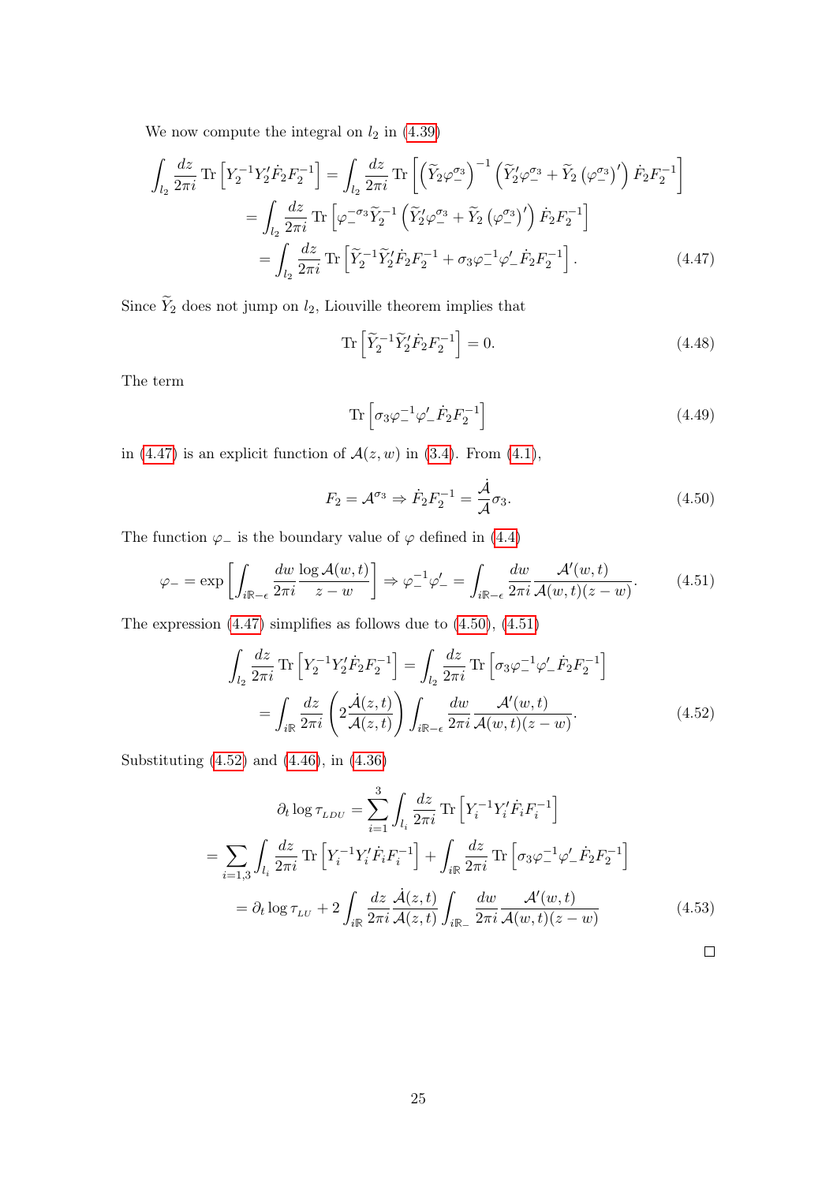We now compute the integral on $l_2$ in (4.39)

$$
\begin{aligned}
\int_{l_2} \frac{dz}{2\pi i} \operatorname{Tr}\left[Y_2^{-1} Y_2' \dot{F}_2 F_2^{-1}\right] &= \int_{l_2} \frac{dz}{2\pi i} \operatorname{Tr}\left[\left(\widetilde{Y}_2 \varphi_-^{\sigma_3}\right)^{-1} \left(\widetilde{Y}_2' \varphi_-^{\sigma_3} + \widetilde{Y}_2 \left(\varphi_-^{\sigma_3}\right)'\right) \dot{F}_2 F_2^{-1}\right] \\
&= \int_{l_2} \frac{dz}{2\pi i} \operatorname{Tr}\left[\varphi_-^{-\sigma_3} \widetilde{Y}_2^{-1} \left(\widetilde{Y}_2' \varphi_-^{\sigma_3} + \widetilde{Y}_2 \left(\varphi_-^{\sigma_3}\right)'\right) \dot{F}_2 F_2^{-1}\right] \\
&= \int_{l_2} \frac{dz}{2\pi i} \operatorname{Tr}\left[\widetilde{Y}_2^{-1} \widetilde{Y}_2' \dot{F}_2 F_2^{-1} + \sigma_3 \varphi_-^{-1} \varphi_-' \dot{F}_2 F_2^{-1}\right].
\end{aligned} \tag{4.47}
$$

Since $\widetilde{Y}_2$ does not jump on $l_2$, Liouville theorem implies that

$$
\operatorname{Tr}\left[\widetilde{Y}_2^{-1} \widetilde{Y}_2' \dot{F}_2 F_2^{-1}\right] = 0. \tag{4.48}
$$

The term

$$
\operatorname{Tr}\left[\sigma_3 \varphi_-^{-1} \varphi_-' \dot{F}_2 F_2^{-1}\right] \tag{4.49}
$$

in (4.47) is an explicit function of $\mathcal{A}(z,w)$ in (3.4). From (4.1),

$$
F_2 = \mathcal{A}^{\sigma_3} \Rightarrow \dot{F}_2 F_2^{-1} = \frac{\dot{\mathcal{A}}}{\mathcal{A}} \sigma_3. \tag{4.50}
$$

The function $\varphi_-$ is the boundary value of $\varphi$ defined in (4.4)

$$
\varphi_- = \exp\left[\int_{i\mathbb{R}-\epsilon} \frac{dw}{2\pi i} \frac{\log \mathcal{A}(w,t)}{z-w}\right] \Rightarrow \varphi_-^{-1} \varphi_-' = \int_{i\mathbb{R}-\epsilon} \frac{dw}{2\pi i} \frac{\mathcal{A}'(w,t)}{\mathcal{A}(w,t)(z-w)}. \tag{4.51}
$$

The expression (4.47) simplifies as follows due to (4.50), (4.51)

$$
\begin{aligned}
\int_{l_2} \frac{dz}{2\pi i} \operatorname{Tr}\left[Y_2^{-1} Y_2' \dot{F}_2 F_2^{-1}\right] &= \int_{l_2} \frac{dz}{2\pi i} \operatorname{Tr}\left[\sigma_3 \varphi_-^{-1} \varphi_-' \dot{F}_2 F_2^{-1}\right] \\
&= \int_{i\mathbb{R}} \frac{dz}{2\pi i} \left(2 \frac{\dot{\mathcal{A}}(z,t)}{\mathcal{A}(z,t)}\right) \int_{i\mathbb{R}-\epsilon} \frac{dw}{2\pi i} \frac{\mathcal{A}'(w,t)}{\mathcal{A}(w,t)(z-w)}.
\end{aligned} \tag{4.52}
$$

Substituting (4.52) and (4.46), in (4.36)

$$
\begin{aligned}
\partial_t \log \tau_{LDU} &= \sum_{i=1}^{3} \int_{l_i} \frac{dz}{2\pi i} \operatorname{Tr}\left[Y_i^{-1} Y_i' \dot{F}_i F_i^{-1}\right] \\
&= \sum_{i=1,3} \int_{l_i} \frac{dz}{2\pi i} \operatorname{Tr}\left[Y_i^{-1} Y_i' \dot{F}_i F_i^{-1}\right] + \int_{i\mathbb{R}} \frac{dz}{2\pi i} \operatorname{Tr}\left[\sigma_3 \varphi_-^{-1} \varphi_-' \dot{F}_2 F_2^{-1}\right] \\
&= \partial_t \log \tau_{LU} + 2 \int_{i\mathbb{R}} \frac{dz}{2\pi i} \frac{\dot{\mathcal{A}}(z,t)}{\mathcal{A}(z,t)} \int_{i\mathbb{R}_-} \frac{dw}{2\pi i} \frac{\mathcal{A}'(w,t)}{\mathcal{A}(w,t)(z-w)}
\end{aligned} \tag{4.53}
$$

□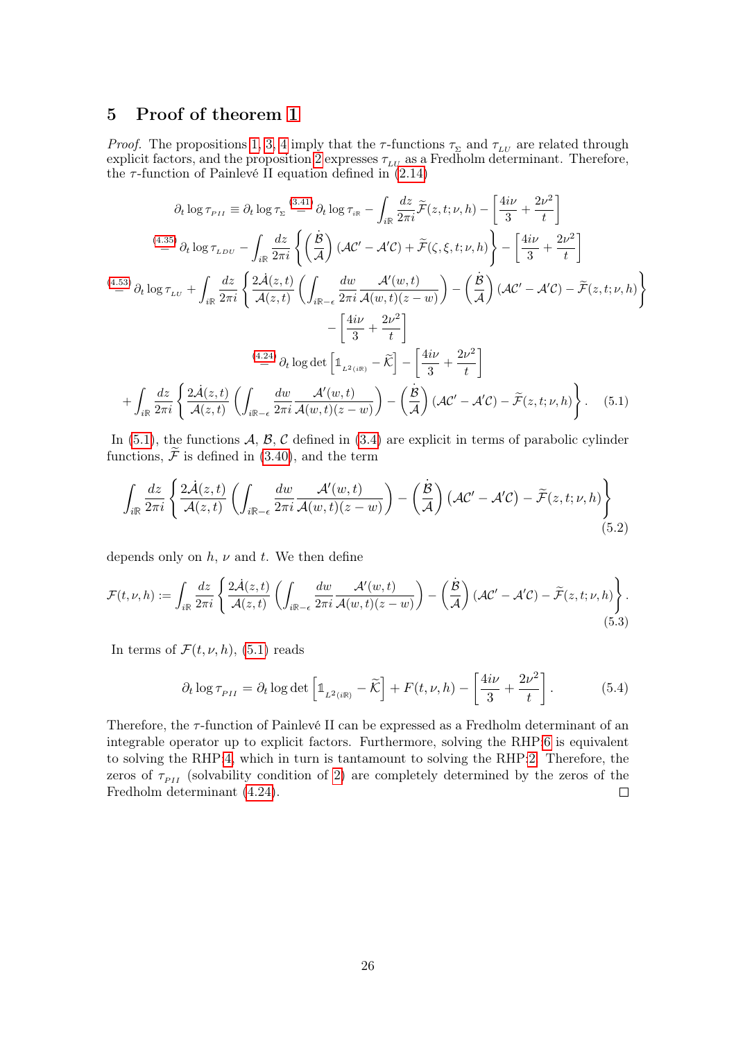## 5 Proof of theorem 1

*Proof.* The propositions 1, 3, 4 imply that the $\tau$-functions $\tau_{\Sigma}$ and $\tau_{LU}$ are related through explicit factors, and the proposition 2 expresses $\tau_{LU}$ as a Fredholm determinant. Therefore, the $\tau$-function of Painlevé II equation defined in (2.14)

$$
\begin{aligned}
\partial_t \log \tau_{PII} &\equiv \partial_t \log \tau_{\Sigma} \overset{(3.41)}{=} \partial_t \log \tau_{i\mathbb{R}} - \int_{i\mathbb{R}} \frac{dz}{2\pi i} \widetilde{\mathcal{F}}(z,t;\nu,h) - \left[\frac{4i\nu}{3} + \frac{2\nu^2}{t}\right] \\
&\overset{(4.35)}{=} \partial_t \log \tau_{LDU} - \int_{i\mathbb{R}} \frac{dz}{2\pi i} \left\{ \left(\frac{\dot{\mathcal{B}}}{\mathcal{A}}\right)(\mathcal{A}\mathcal{C}' - \mathcal{A}'\mathcal{C}) + \widetilde{\mathcal{F}}(\zeta,\xi,t;\nu,h) \right\} - \left[\frac{4i\nu}{3} + \frac{2\nu^2}{t}\right] \\
&\overset{(4.53)}{=} \partial_t \log \tau_{LU} + \int_{i\mathbb{R}} \frac{dz}{2\pi i} \left\{ \frac{2\dot{\mathcal{A}}(z,t)}{\mathcal{A}(z,t)} \left( \int_{i\mathbb{R}-\epsilon} \frac{dw}{2\pi i} \frac{\mathcal{A}'(w,t)}{\mathcal{A}(w,t)(z-w)} \right) - \left(\frac{\dot{\mathcal{B}}}{\mathcal{A}}\right)(\mathcal{A}\mathcal{C}' - \mathcal{A}'\mathcal{C}) - \widetilde{\mathcal{F}}(z,t;\nu,h) \right\} \\
&\qquad - \left[\frac{4i\nu}{3} + \frac{2\nu^2}{t}\right] \\
&\overset{(4.24)}{=} \partial_t \log \det \left[\mathbb{1}_{L^2(i\mathbb{R})} - \widetilde{\mathcal{K}}\right] - \left[\frac{4i\nu}{3} + \frac{2\nu^2}{t}\right] \\
&\quad + \int_{i\mathbb{R}} \frac{dz}{2\pi i} \left\{ \frac{2\dot{\mathcal{A}}(z,t)}{\mathcal{A}(z,t)} \left( \int_{i\mathbb{R}-\epsilon} \frac{dw}{2\pi i} \frac{\mathcal{A}'(w,t)}{\mathcal{A}(w,t)(z-w)} \right) - \left(\frac{\dot{\mathcal{B}}}{\mathcal{A}}\right)(\mathcal{A}\mathcal{C}' - \mathcal{A}'\mathcal{C}) - \widetilde{\mathcal{F}}(z,t;\nu,h) \right\}.
\end{aligned} \tag{5.1}
$$

In (5.1), the functions $\mathcal{A}$, $\mathcal{B}$, $\mathcal{C}$ defined in (3.4) are explicit in terms of parabolic cylinder functions, $\widetilde{\mathcal{F}}$ is defined in (3.40), and the term

$$
\int_{i\mathbb{R}} \frac{dz}{2\pi i} \left\{ \frac{2\dot{\mathcal{A}}(z,t)}{\mathcal{A}(z,t)} \left( \int_{i\mathbb{R}-\epsilon} \frac{dw}{2\pi i} \frac{\mathcal{A}'(w,t)}{\mathcal{A}(w,t)(z-w)} \right) - \left(\frac{\dot{\mathcal{B}}}{\mathcal{A}}\right)(\mathcal{A}\mathcal{C}' - \mathcal{A}'\mathcal{C}) - \widetilde{\mathcal{F}}(z,t;\nu,h) \right\} \tag{5.2}
$$

depends only on $h$, $\nu$ and $t$. We then define

$$
\mathcal{F}(t,\nu,h) := \int_{i\mathbb{R}} \frac{dz}{2\pi i} \left\{ \frac{2\dot{\mathcal{A}}(z,t)}{\mathcal{A}(z,t)} \left( \int_{i\mathbb{R}-\epsilon} \frac{dw}{2\pi i} \frac{\mathcal{A}'(w,t)}{\mathcal{A}(w,t)(z-w)} \right) - \left(\frac{\dot{\mathcal{B}}}{\mathcal{A}}\right)(\mathcal{A}\mathcal{C}' - \mathcal{A}'\mathcal{C}) - \widetilde{\mathcal{F}}(z,t;\nu,h) \right\}. \tag{5.3}
$$

In terms of $\mathcal{F}(t,\nu,h)$, (5.1) reads

$$
\partial_t \log \tau_{PII} = \partial_t \log \det \left[\mathbb{1}_{L^2(i\mathbb{R})} - \widetilde{\mathcal{K}}\right] + F(t,\nu,h) - \left[\frac{4i\nu}{3} + \frac{2\nu^2}{t}\right]. \tag{5.4}
$$

Therefore, the $\tau$-function of Painlevé II can be expressed as a Fredholm determinant of an integrable operator up to explicit factors. Furthermore, solving the RHP 6 is equivalent to solving the RHP 4, which in turn is tantamount to solving the RHP 2. Therefore, the zeros of $\tau_{PII}$ (solvability condition of 2) are completely determined by the zeros of the Fredholm determinant (4.24). $\square$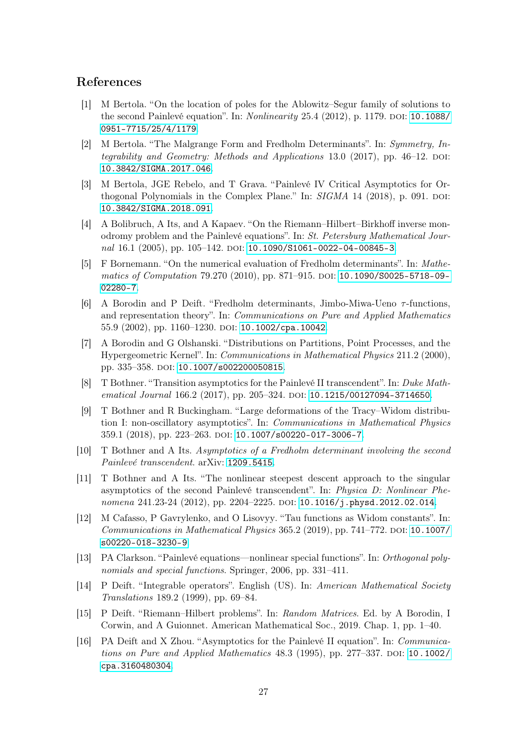## References

[1] M Bertola. "On the location of poles for the Ablowitz–Segur family of solutions to the second Painlevé equation". In: *Nonlinearity* 25.4 (2012), p. 1179. doi: 10.1088/0951-7715/25/4/1179.

[2] M Bertola. "The Malgrange Form and Fredholm Determinants". In: *Symmetry, Integrability and Geometry: Methods and Applications* 13.0 (2017), pp. 46–12. doi: 10.3842/SIGMA.2017.046.

[3] M Bertola, JGE Rebelo, and T Grava. "Painlevé IV Critical Asymptotics for Orthogonal Polynomials in the Complex Plane." In: *SIGMA* 14 (2018), p. 091. doi: 10.3842/SIGMA.2018.091.

[4] A Bolibruch, A Its, and A Kapaev. "On the Riemann–Hilbert–Birkhoff inverse monodromy problem and the Painlevé equations". In: *St. Petersburg Mathematical Journal* 16.1 (2005), pp. 105–142. doi: 10.1090/S1061-0022-04-00845-3.

[5] F Bornemann. "On the numerical evaluation of Fredholm determinants". In: *Mathematics of Computation* 79.270 (2010), pp. 871–915. doi: 10.1090/S0025-5718-09-02280-7.

[6] A Borodin and P Deift. "Fredholm determinants, Jimbo-Miwa-Ueno $\tau$-functions, and representation theory". In: *Communications on Pure and Applied Mathematics* 55.9 (2002), pp. 1160–1230. doi: 10.1002/cpa.10042.

[7] A Borodin and G Olshanski. "Distributions on Partitions, Point Processes, and the Hypergeometric Kernel". In: *Communications in Mathematical Physics* 211.2 (2000), pp. 335–358. doi: 10.1007/s002200050815.

[8] T Bothner. "Transition asymptotics for the Painlevé II transcendent". In: *Duke Mathematical Journal* 166.2 (2017), pp. 205–324. doi: 10.1215/00127094-3714650.

[9] T Bothner and R Buckingham. "Large deformations of the Tracy–Widom distribution I: non-oscillatory asymptotics". In: *Communications in Mathematical Physics* 359.1 (2018), pp. 223–263. doi: 10.1007/s00220-017-3006-7.

[10] T Bothner and A Its. *Asymptotics of a Fredholm determinant involving the second Painlevé transcendent*. arXiv: 1209.5415.

[11] T Bothner and A Its. "The nonlinear steepest descent approach to the singular asymptotics of the second Painlevé transcendent". In: *Physica D: Nonlinear Phenomena* 241.23-24 (2012), pp. 2204–2225. doi: 10.1016/j.physd.2012.02.014.

[12] M Cafasso, P Gavrylenko, and O Lisovyy. "Tau functions as Widom constants". In: *Communications in Mathematical Physics* 365.2 (2019), pp. 741–772. doi: 10.1007/s00220-018-3230-9.

[13] PA Clarkson. "Painlevé equations—nonlinear special functions". In: *Orthogonal polynomials and special functions*. Springer, 2006, pp. 331–411.

[14] P Deift. "Integrable operators". English (US). In: *American Mathematical Society Translations* 189.2 (1999), pp. 69–84.

[15] P Deift. "Riemann–Hilbert problems". In: *Random Matrices*. Ed. by A Borodin, I Corwin, and A Guionnet. American Mathematical Soc., 2019. Chap. 1, pp. 1–40.

[16] PA Deift and X Zhou. "Asymptotics for the Painlevé II equation". In: *Communications on Pure and Applied Mathematics* 48.3 (1995), pp. 277–337. doi: 10.1002/cpa.3160480304.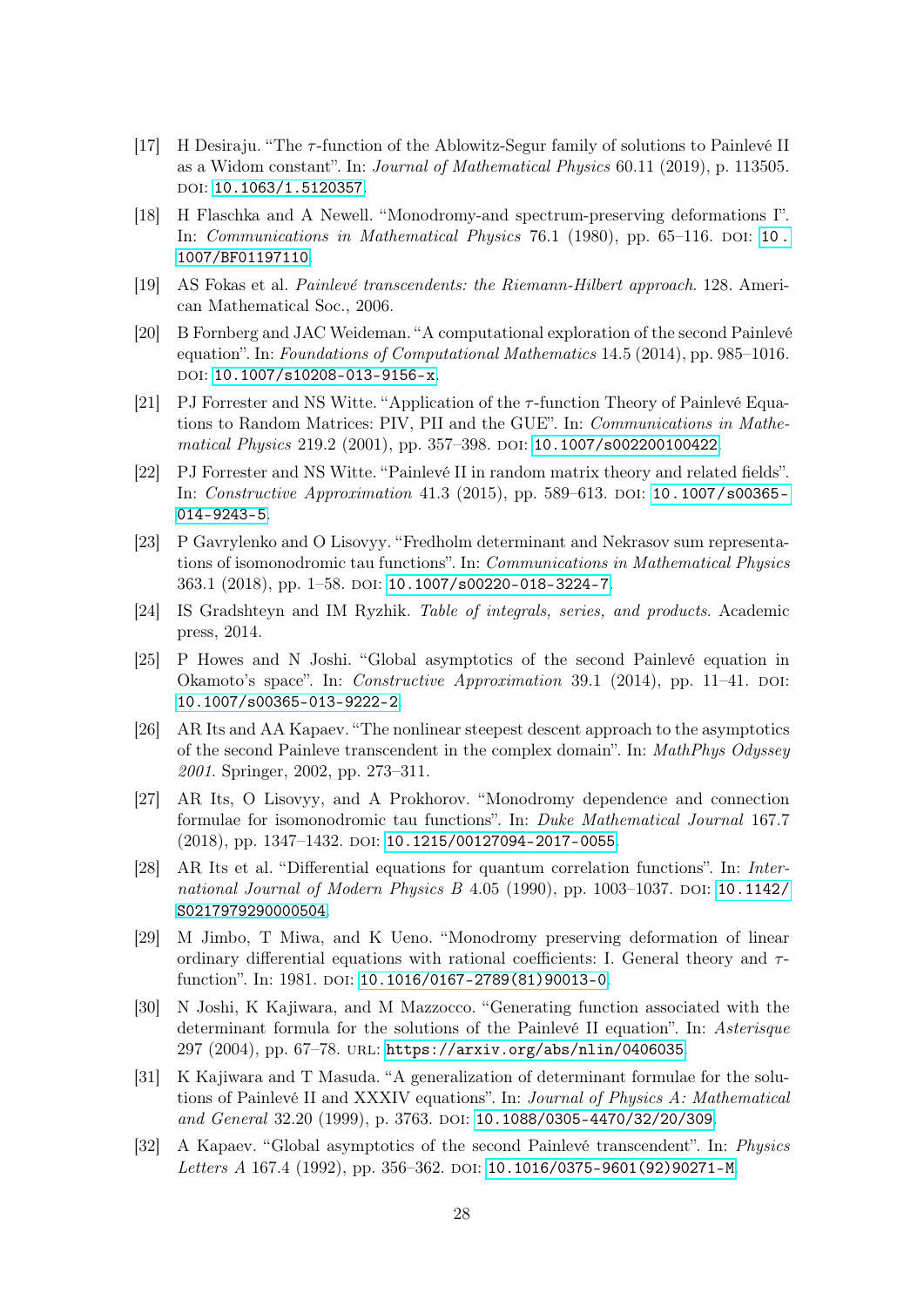[17] H Desiraju. "The $\tau$-function of the Ablowitz-Segur family of solutions to Painlevé II as a Widom constant". In: *Journal of Mathematical Physics* 60.11 (2019), p. 113505. DOI: 10.1063/1.5120357.

[18] H Flaschka and A Newell. "Monodromy-and spectrum-preserving deformations I". In: *Communications in Mathematical Physics* 76.1 (1980), pp. 65–116. DOI: 10.1007/BF01197110.

[19] AS Fokas et al. *Painlevé transcendents: the Riemann-Hilbert approach*. 128. American Mathematical Soc., 2006.

[20] B Fornberg and JAC Weideman. "A computational exploration of the second Painlevé equation". In: *Foundations of Computational Mathematics* 14.5 (2014), pp. 985–1016. DOI: 10.1007/s10208-013-9156-x.

[21] PJ Forrester and NS Witte. "Application of the $\tau$-function Theory of Painlevé Equations to Random Matrices: PIV, PII and the GUE". In: *Communications in Mathematical Physics* 219.2 (2001), pp. 357–398. DOI: 10.1007/s002200100422.

[22] PJ Forrester and NS Witte. "Painlevé II in random matrix theory and related fields". In: *Constructive Approximation* 41.3 (2015), pp. 589–613. DOI: 10.1007/s00365-014-9243-5.

[23] P Gavrylenko and O Lisovyy. "Fredholm determinant and Nekrasov sum representations of isomonodromic tau functions". In: *Communications in Mathematical Physics* 363.1 (2018), pp. 1–58. DOI: 10.1007/s00220-018-3224-7.

[24] IS Gradshteyn and IM Ryzhik. *Table of integrals, series, and products*. Academic press, 2014.

[25] P Howes and N Joshi. "Global asymptotics of the second Painlevé equation in Okamoto's space". In: *Constructive Approximation* 39.1 (2014), pp. 11–41. DOI: 10.1007/s00365-013-9222-2.

[26] AR Its and AA Kapaev. "The nonlinear steepest descent approach to the asymptotics of the second Painleve transcendent in the complex domain". In: *MathPhys Odyssey 2001*. Springer, 2002, pp. 273–311.

[27] AR Its, O Lisovyy, and A Prokhorov. "Monodromy dependence and connection formulae for isomonodromic tau functions". In: *Duke Mathematical Journal* 167.7 (2018), pp. 1347–1432. DOI: 10.1215/00127094-2017-0055.

[28] AR Its et al. "Differential equations for quantum correlation functions". In: *International Journal of Modern Physics B* 4.05 (1990), pp. 1003–1037. DOI: 10.1142/S0217979290000504.

[29] M Jimbo, T Miwa, and K Ueno. "Monodromy preserving deformation of linear ordinary differential equations with rational coefficients: I. General theory and $\tau$-function". In: 1981. DOI: 10.1016/0167-2789(81)90013-0.

[30] N Joshi, K Kajiwara, and M Mazzocco. "Generating function associated with the determinant formula for the solutions of the Painlevé II equation". In: *Asterisque* 297 (2004), pp. 67–78. URL: https://arxiv.org/abs/nlin/0406035.

[31] K Kajiwara and T Masuda. "A generalization of determinant formulae for the solutions of Painlevé II and XXXIV equations". In: *Journal of Physics A: Mathematical and General* 32.20 (1999), p. 3763. DOI: 10.1088/0305-4470/32/20/309.

[32] A Kapaev. "Global asymptotics of the second Painlevé transcendent". In: *Physics Letters A* 167.4 (1992), pp. 356–362. DOI: 10.1016/0375-9601(92)90271-M.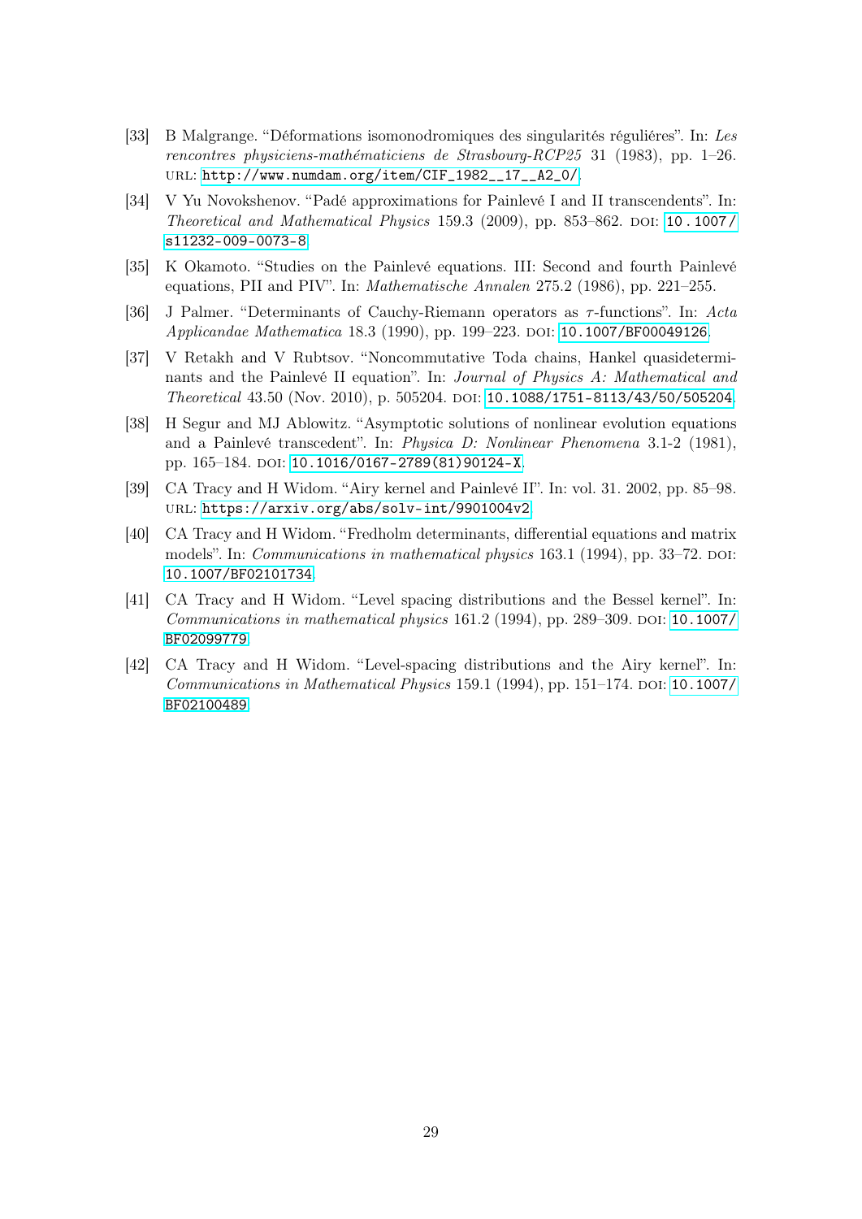[33] B Malgrange. "Déformations isomonodromiques des singularités réguliéres". In: *Les rencontres physiciens-mathématiciens de Strasbourg-RCP25* 31 (1983), pp. 1–26. URL: http://www.numdam.org/item/CIF_1982__17__A2_0/.

[34] V Yu Novokshenov. "Padé approximations for Painlevé I and II transcendents". In: *Theoretical and Mathematical Physics* 159.3 (2009), pp. 853–862. DOI: 10.1007/s11232-009-0073-8.

[35] K Okamoto. "Studies on the Painlevé equations. III: Second and fourth Painlevé equations, PII and PIV". In: *Mathematische Annalen* 275.2 (1986), pp. 221–255.

[36] J Palmer. "Determinants of Cauchy-Riemann operators as $\tau$-functions". In: *Acta Applicandae Mathematica* 18.3 (1990), pp. 199–223. DOI: 10.1007/BF00049126.

[37] V Retakh and V Rubtsov. "Noncommutative Toda chains, Hankel quasideterminants and the Painlevé II equation". In: *Journal of Physics A: Mathematical and Theoretical* 43.50 (Nov. 2010), p. 505204. DOI: 10.1088/1751-8113/43/50/505204.

[38] H Segur and MJ Ablowitz. "Asymptotic solutions of nonlinear evolution equations and a Painlevé transcedent". In: *Physica D: Nonlinear Phenomena* 3.1-2 (1981), pp. 165–184. DOI: 10.1016/0167-2789(81)90124-X.

[39] CA Tracy and H Widom. "Airy kernel and Painlevé II". In: vol. 31. 2002, pp. 85–98. URL: https://arxiv.org/abs/solv-int/9901004v2.

[40] CA Tracy and H Widom. "Fredholm determinants, differential equations and matrix models". In: *Communications in mathematical physics* 163.1 (1994), pp. 33–72. DOI: 10.1007/BF02101734.

[41] CA Tracy and H Widom. "Level spacing distributions and the Bessel kernel". In: *Communications in mathematical physics* 161.2 (1994), pp. 289–309. DOI: 10.1007/BF02099779.

[42] CA Tracy and H Widom. "Level-spacing distributions and the Airy kernel". In: *Communications in Mathematical Physics* 159.1 (1994), pp. 151–174. DOI: 10.1007/BF02100489.